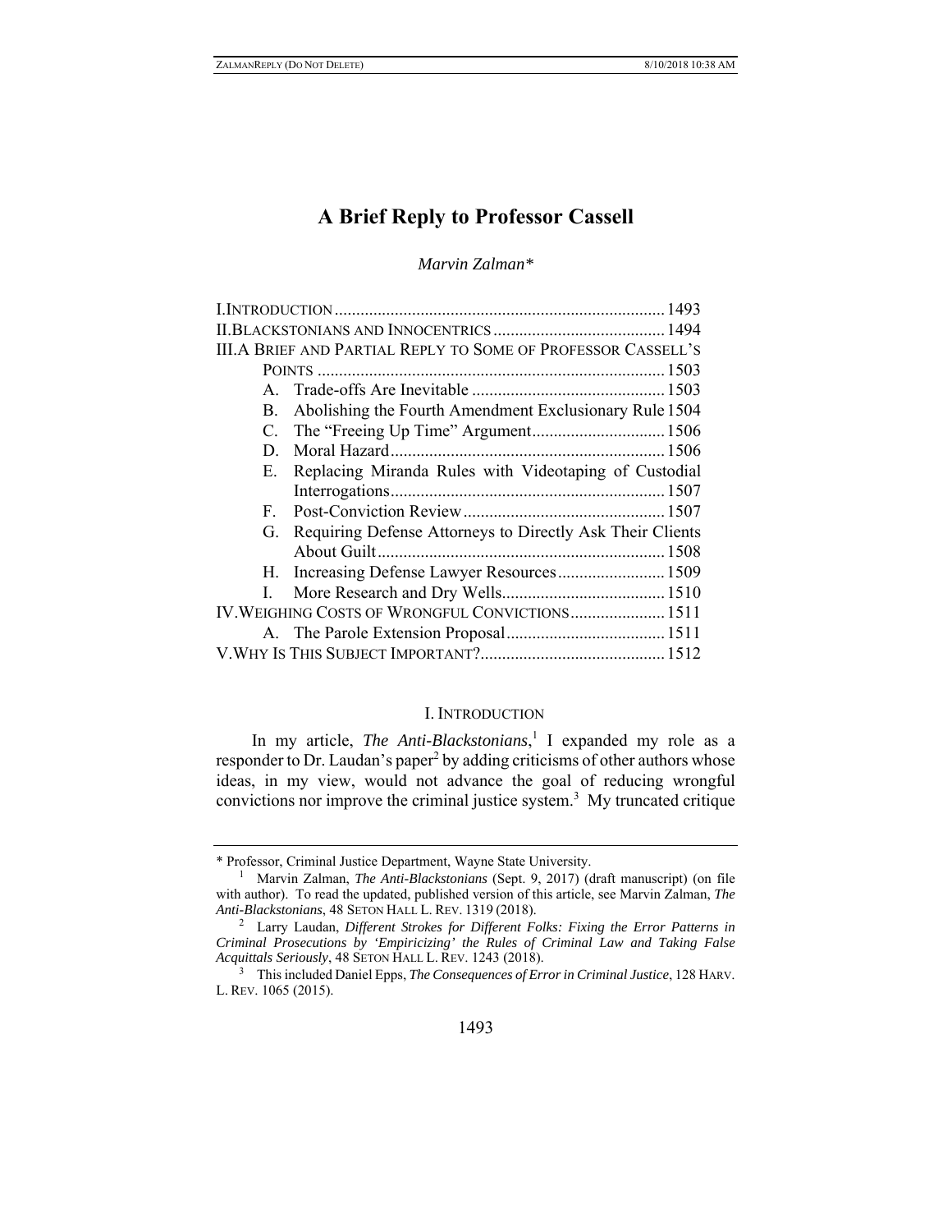# A Brief Reply to Professor Cassell

*Marvin Zalman\**

| | |
|---|---|
| I. INTRODUCTION | 1493 |
| II. BLACKSTONIANS AND INNOCENTRICS | 1494 |
| III. A BRIEF AND PARTIAL REPLY TO SOME OF PROFESSOR CASSELL'S POINTS | 1503 |
| A. Trade-offs Are Inevitable | 1503 |
| B. Abolishing the Fourth Amendment Exclusionary Rule | 1504 |
| C. The "Freeing Up Time" Argument | 1506 |
| D. Moral Hazard | 1506 |
| E. Replacing Miranda Rules with Videotaping of Custodial Interrogations | 1507 |
| F. Post-Conviction Review | 1507 |
| G. Requiring Defense Attorneys to Directly Ask Their Clients About Guilt | 1508 |
| H. Increasing Defense Lawyer Resources | 1509 |
| I. More Research and Dry Wells | 1510 |
| IV. WEIGHING COSTS OF WRONGFUL CONVICTIONS | 1511 |
| A. The Parole Extension Proposal | 1511 |
| V. WHY IS THIS SUBJECT IMPORTANT? | 1512 |

## I. INTRODUCTION

In my article, *The Anti-Blackstonians*,[1] I expanded my role as a responder to Dr. Laudan's paper[2] by adding criticisms of other authors whose ideas, in my view, would not advance the goal of reducing wrongful convictions nor improve the criminal justice system.[3] My truncated critique

---

\* Professor, Criminal Justice Department, Wayne State University.

[1] Marvin Zalman, *The Anti-Blackstonians* (Sept. 9, 2017) (draft manuscript) (on file with author). To read the updated, published version of this article, see Marvin Zalman, *The Anti-Blackstonians*, 48 SETON HALL L. REV. 1319 (2018).

[2] Larry Laudan, *Different Strokes for Different Folks: Fixing the Error Patterns in Criminal Prosecutions by 'Empiricizing' the Rules of Criminal Law and Taking False Acquittals Seriously*, 48 SETON HALL L. REV. 1243 (2018).

[3] This included Daniel Epps, *The Consequences of Error in Criminal Justice*, 128 HARV. L. REV. 1065 (2015).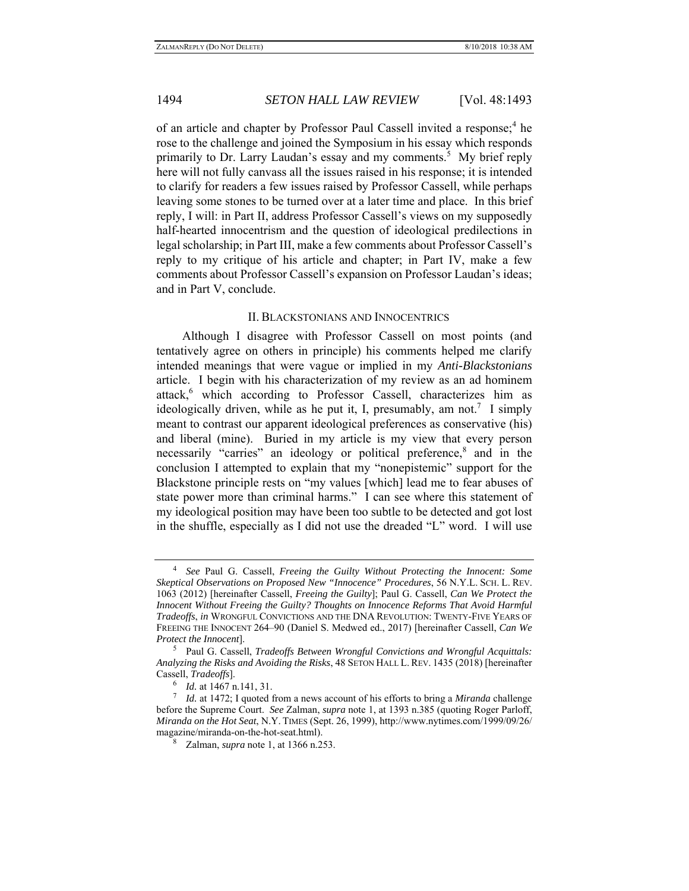of an article and chapter by Professor Paul Cassell invited a response;[4] he rose to the challenge and joined the Symposium in his essay which responds primarily to Dr. Larry Laudan's essay and my comments.[5] My brief reply here will not fully canvass all the issues raised in his response; it is intended to clarify for readers a few issues raised by Professor Cassell, while perhaps leaving some stones to be turned over at a later time and place. In this brief reply, I will: in Part II, address Professor Cassell's views on my supposedly half-hearted innocentrism and the question of ideological predilections in legal scholarship; in Part III, make a few comments about Professor Cassell's reply to my critique of his article and chapter; in Part IV, make a few comments about Professor Cassell's expansion on Professor Laudan's ideas; and in Part V, conclude.

## II. BLACKSTONIANS AND INNOCENTRICS

Although I disagree with Professor Cassell on most points (and tentatively agree on others in principle) his comments helped me clarify intended meanings that were vague or implied in my *Anti-Blackstonians* article. I begin with his characterization of my review as an ad hominem attack,[6] which according to Professor Cassell, characterizes him as ideologically driven, while as he put it, I, presumably, am not.[7] I simply meant to contrast our apparent ideological preferences as conservative (his) and liberal (mine). Buried in my article is my view that every person necessarily "carries" an ideology or political preference,[8] and in the conclusion I attempted to explain that my "nonepistemic" support for the Blackstone principle rests on "my values [which] lead me to fear abuses of state power more than criminal harms." I can see where this statement of my ideological position may have been too subtle to be detected and got lost in the shuffle, especially as I did not use the dreaded "L" word. I will use

---

[4] *See* Paul G. Cassell, *Freeing the Guilty Without Protecting the Innocent: Some Skeptical Observations on Proposed New "Innocence" Procedures*, 56 N.Y.L. SCH. L. REV. 1063 (2012) [hereinafter Cassell, *Freeing the Guilty*]; Paul G. Cassell, *Can We Protect the Innocent Without Freeing the Guilty? Thoughts on Innocence Reforms That Avoid Harmful Tradeoffs*, *in* WRONGFUL CONVICTIONS AND THE DNA REVOLUTION: TWENTY-FIVE YEARS OF FREEING THE INNOCENT 264–90 (Daniel S. Medwed ed., 2017) [hereinafter Cassell, *Can We Protect the Innocent*].

[5] Paul G. Cassell, *Tradeoffs Between Wrongful Convictions and Wrongful Acquittals: Analyzing the Risks and Avoiding the Risks*, 48 SETON HALL L. REV. 1435 (2018) [hereinafter Cassell, *Tradeoffs*].

[6] *Id.* at 1467 n.141, 31.

[7] *Id.* at 1472; I quoted from a news account of his efforts to bring a *Miranda* challenge before the Supreme Court. *See* Zalman, *supra* note 1, at 1393 n.385 (quoting Roger Parloff, *Miranda on the Hot Seat*, N.Y. TIMES (Sept. 26, 1999), http://www.nytimes.com/1999/09/26/magazine/miranda-on-the-hot-seat.html).

[8] Zalman, *supra* note 1, at 1366 n.253.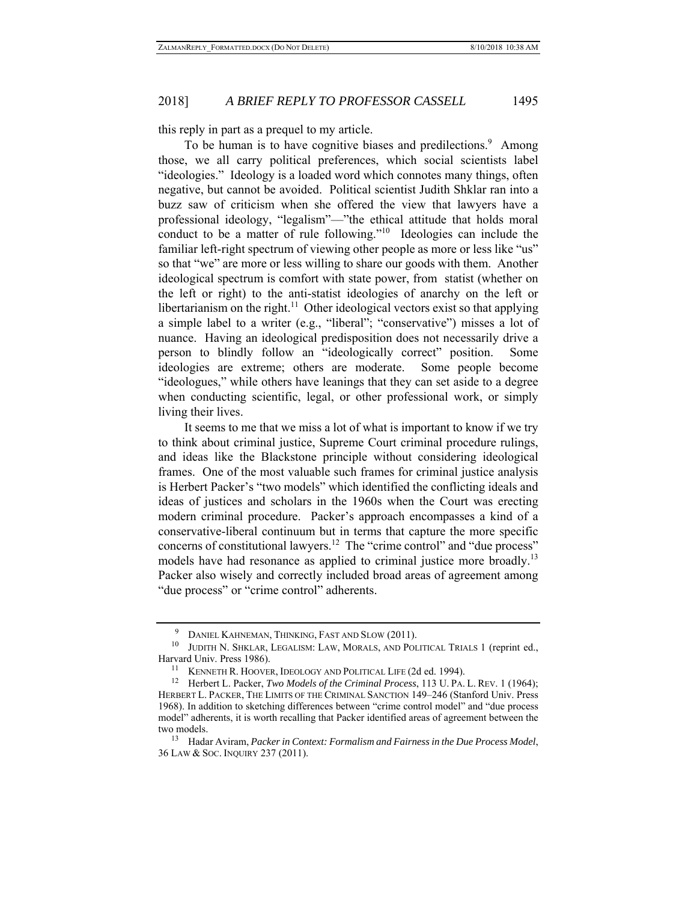this reply in part as a prequel to my article.

To be human is to have cognitive biases and predilections.[9] Among those, we all carry political preferences, which social scientists label "ideologies." Ideology is a loaded word which connotes many things, often negative, but cannot be avoided. Political scientist Judith Shklar ran into a buzz saw of criticism when she offered the view that lawyers have a professional ideology, "legalism"—"the ethical attitude that holds moral conduct to be a matter of rule following."[10] Ideologies can include the familiar left-right spectrum of viewing other people as more or less like "us" so that "we" are more or less willing to share our goods with them. Another ideological spectrum is comfort with state power, from statist (whether on the left or right) to the anti-statist ideologies of anarchy on the left or libertarianism on the right.[11] Other ideological vectors exist so that applying a simple label to a writer (e.g., "liberal"; "conservative") misses a lot of nuance. Having an ideological predisposition does not necessarily drive a person to blindly follow an "ideologically correct" position. Some ideologies are extreme; others are moderate. Some people become "ideologues," while others have leanings that they can set aside to a degree when conducting scientific, legal, or other professional work, or simply living their lives.

It seems to me that we miss a lot of what is important to know if we try to think about criminal justice, Supreme Court criminal procedure rulings, and ideas like the Blackstone principle without considering ideological frames. One of the most valuable such frames for criminal justice analysis is Herbert Packer's "two models" which identified the conflicting ideals and ideas of justices and scholars in the 1960s when the Court was erecting modern criminal procedure. Packer's approach encompasses a kind of a conservative-liberal continuum but in terms that capture the more specific concerns of constitutional lawyers.[12] The "crime control" and "due process" models have had resonance as applied to criminal justice more broadly.[13] Packer also wisely and correctly included broad areas of agreement among "due process" or "crime control" adherents.

---

[9] DANIEL KAHNEMAN, THINKING, FAST AND SLOW (2011).

[10] JUDITH N. SHKLAR, LEGALISM: LAW, MORALS, AND POLITICAL TRIALS 1 (reprint ed., Harvard Univ. Press 1986).

[11] KENNETH R. HOOVER, IDEOLOGY AND POLITICAL LIFE (2d ed. 1994).

[12] Herbert L. Packer, *Two Models of the Criminal Process*, 113 U. PA. L. REV. 1 (1964); HERBERT L. PACKER, THE LIMITS OF THE CRIMINAL SANCTION 149–246 (Stanford Univ. Press 1968). In addition to sketching differences between "crime control model" and "due process model" adherents, it is worth recalling that Packer identified areas of agreement between the two models.

[13] Hadar Aviram, *Packer in Context: Formalism and Fairness in the Due Process Model*, 36 LAW & SOC. INQUIRY 237 (2011).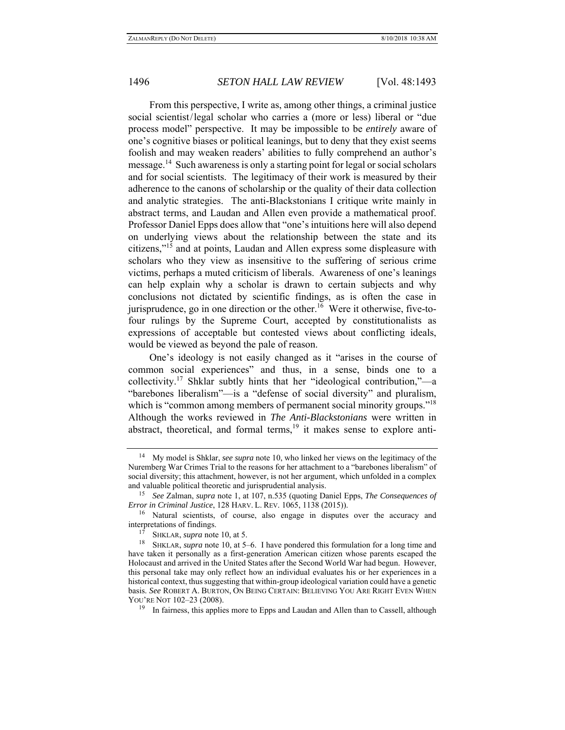From this perspective, I write as, among other things, a criminal justice social scientist/legal scholar who carries a (more or less) liberal or "due process model" perspective. It may be impossible to be *entirely* aware of one's cognitive biases or political leanings, but to deny that they exist seems foolish and may weaken readers' abilities to fully comprehend an author's message.[14] Such awareness is only a starting point for legal or social scholars and for social scientists. The legitimacy of their work is measured by their adherence to the canons of scholarship or the quality of their data collection and analytic strategies. The anti-Blackstonians I critique write mainly in abstract terms, and Laudan and Allen even provide a mathematical proof. Professor Daniel Epps does allow that "one's intuitions here will also depend on underlying views about the relationship between the state and its citizens,"[15] and at points, Laudan and Allen express some displeasure with scholars who they view as insensitive to the suffering of serious crime victims, perhaps a muted criticism of liberals. Awareness of one's leanings can help explain why a scholar is drawn to certain subjects and why conclusions not dictated by scientific findings, as is often the case in jurisprudence, go in one direction or the other.[16] Were it otherwise, five-to-four rulings by the Supreme Court, accepted by constitutionalists as expressions of acceptable but contested views about conflicting ideals, would be viewed as beyond the pale of reason.

One's ideology is not easily changed as it "arises in the course of common social experiences" and thus, in a sense, binds one to a collectivity.[17] Shklar subtly hints that her "ideological contribution,"—a "barebones liberalism"—is a "defense of social diversity" and pluralism, which is "common among members of permanent social minority groups."[18] Although the works reviewed in *The Anti-Blackstonians* were written in abstract, theoretical, and formal terms,[19] it makes sense to explore anti-

---

[14] My model is Shklar, *see supra* note 10, who linked her views on the legitimacy of the Nuremberg War Crimes Trial to the reasons for her attachment to a "barebones liberalism" of social diversity; this attachment, however, is not her argument, which unfolded in a complex and valuable political theoretic and jurisprudential analysis.

[15] *See* Zalman, *supra* note 1, at 107, n.535 (quoting Daniel Epps, *The Consequences of Error in Criminal Justice*, 128 HARV. L. REV. 1065, 1138 (2015)).

[16] Natural scientists, of course, also engage in disputes over the accuracy and interpretations of findings.

[17] SHKLAR, *supra* note 10, at 5.

[18] SHKLAR, *supra* note 10, at 5–6. I have pondered this formulation for a long time and have taken it personally as a first-generation American citizen whose parents escaped the Holocaust and arrived in the United States after the Second World War had begun. However, this personal take may only reflect how an individual evaluates his or her experiences in a historical context, thus suggesting that within-group ideological variation could have a genetic basis. *See* ROBERT A. BURTON, ON BEING CERTAIN: BELIEVING YOU ARE RIGHT EVEN WHEN YOU'RE NOT 102–23 (2008).

[19] In fairness, this applies more to Epps and Laudan and Allen than to Cassell, although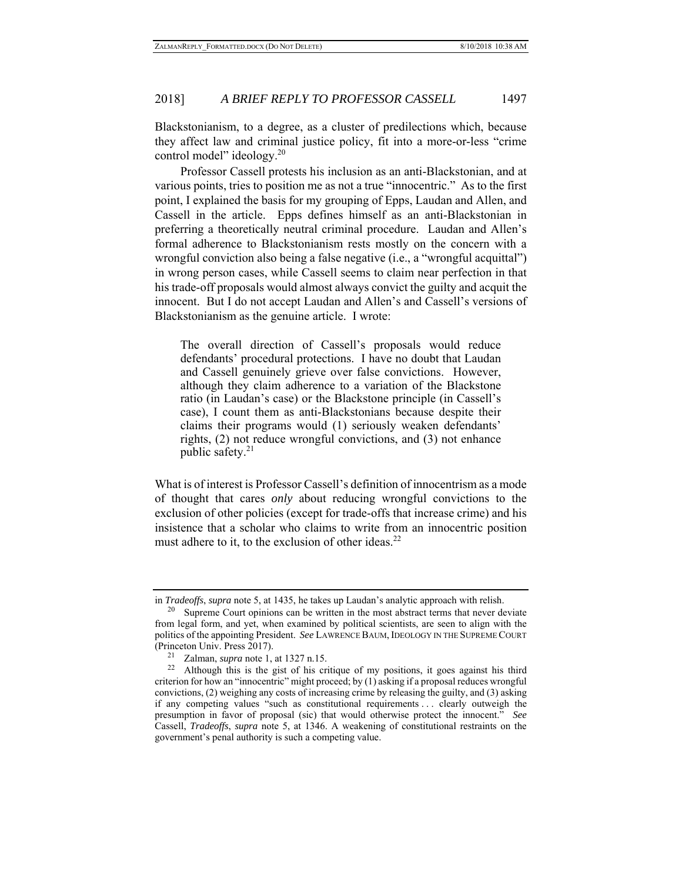Blackstonianism, to a degree, as a cluster of predilections which, because they affect law and criminal justice policy, fit into a more-or-less "crime control model" ideology.[20]

Professor Cassell protests his inclusion as an anti-Blackstonian, and at various points, tries to position me as not a true "innocentric." As to the first point, I explained the basis for my grouping of Epps, Laudan and Allen, and Cassell in the article. Epps defines himself as an anti-Blackstonian in preferring a theoretically neutral criminal procedure. Laudan and Allen's formal adherence to Blackstonianism rests mostly on the concern with a wrongful conviction also being a false negative (i.e., a "wrongful acquittal") in wrong person cases, while Cassell seems to claim near perfection in that his trade-off proposals would almost always convict the guilty and acquit the innocent. But I do not accept Laudan and Allen's and Cassell's versions of Blackstonianism as the genuine article. I wrote:

> The overall direction of Cassell's proposals would reduce defendants' procedural protections. I have no doubt that Laudan and Cassell genuinely grieve over false convictions. However, although they claim adherence to a variation of the Blackstone ratio (in Laudan's case) or the Blackstone principle (in Cassell's case), I count them as anti-Blackstonians because despite their claims their programs would (1) seriously weaken defendants' rights, (2) not reduce wrongful convictions, and (3) not enhance public safety.[21]

What is of interest is Professor Cassell's definition of innocentrism as a mode of thought that cares *only* about reducing wrongful convictions to the exclusion of other policies (except for trade-offs that increase crime) and his insistence that a scholar who claims to write from an innocentric position must adhere to it, to the exclusion of other ideas.[22]

---

in *Tradeoffs*, *supra* note 5, at 1435, he takes up Laudan's analytic approach with relish.

[20] Supreme Court opinions can be written in the most abstract terms that never deviate from legal form, and yet, when examined by political scientists, are seen to align with the politics of the appointing President. *See* LAWRENCE BAUM, IDEOLOGY IN THE SUPREME COURT (Princeton Univ. Press 2017).

[21] Zalman, *supra* note 1, at 1327 n.15.

[22] Although this is the gist of his critique of my positions, it goes against his third criterion for how an "innocentric" might proceed; by (1) asking if a proposal reduces wrongful convictions, (2) weighing any costs of increasing crime by releasing the guilty, and (3) asking if any competing values "such as constitutional requirements . . . clearly outweigh the presumption in favor of proposal (sic) that would otherwise protect the innocent." *See* Cassell, *Tradeoffs*, *supra* note 5, at 1346. A weakening of constitutional restraints on the government's penal authority is such a competing value.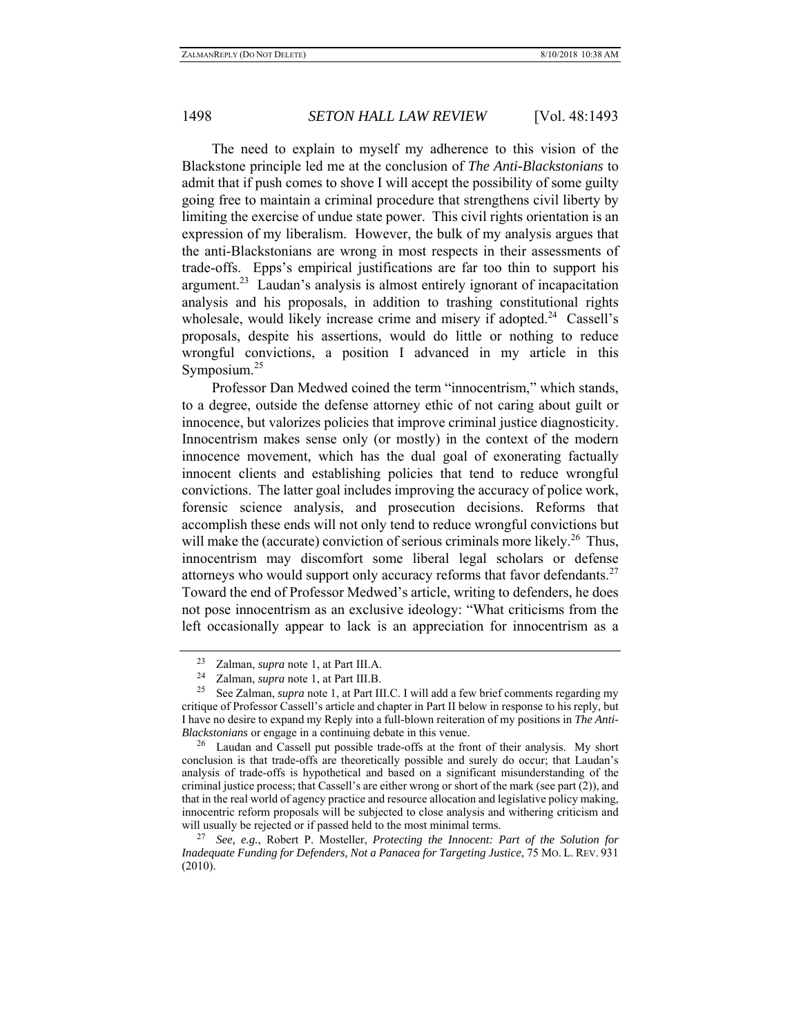The need to explain to myself my adherence to this vision of the Blackstone principle led me at the conclusion of *The Anti-Blackstonians* to admit that if push comes to shove I will accept the possibility of some guilty going free to maintain a criminal procedure that strengthens civil liberty by limiting the exercise of undue state power. This civil rights orientation is an expression of my liberalism. However, the bulk of my analysis argues that the anti-Blackstonians are wrong in most respects in their assessments of trade-offs. Epps's empirical justifications are far too thin to support his argument.[23] Laudan's analysis is almost entirely ignorant of incapacitation analysis and his proposals, in addition to trashing constitutional rights wholesale, would likely increase crime and misery if adopted.[24] Cassell's proposals, despite his assertions, would do little or nothing to reduce wrongful convictions, a position I advanced in my article in this Symposium.[25]

Professor Dan Medwed coined the term "innocentrism," which stands, to a degree, outside the defense attorney ethic of not caring about guilt or innocence, but valorizes policies that improve criminal justice diagnosticity. Innocentrism makes sense only (or mostly) in the context of the modern innocence movement, which has the dual goal of exonerating factually innocent clients and establishing policies that tend to reduce wrongful convictions. The latter goal includes improving the accuracy of police work, forensic science analysis, and prosecution decisions. Reforms that accomplish these ends will not only tend to reduce wrongful convictions but will make the (accurate) conviction of serious criminals more likely.[26] Thus, innocentrism may discomfort some liberal legal scholars or defense attorneys who would support only accuracy reforms that favor defendants.[27] Toward the end of Professor Medwed's article, writing to defenders, he does not pose innocentrism as an exclusive ideology: "What criticisms from the left occasionally appear to lack is an appreciation for innocentrism as a

---

[23] Zalman, *supra* note 1, at Part III.A.

[24] Zalman, *supra* note 1, at Part III.B.

[25] See Zalman, *supra* note 1, at Part III.C. I will add a few brief comments regarding my critique of Professor Cassell's article and chapter in Part II below in response to his reply, but I have no desire to expand my Reply into a full-blown reiteration of my positions in *The Anti-Blackstonians* or engage in a continuing debate in this venue.

[26] Laudan and Cassell put possible trade-offs at the front of their analysis. My short conclusion is that trade-offs are theoretically possible and surely do occur; that Laudan's analysis of trade-offs is hypothetical and based on a significant misunderstanding of the criminal justice process; that Cassell's are either wrong or short of the mark (see part (2)), and that in the real world of agency practice and resource allocation and legislative policy making, innocentric reform proposals will be subjected to close analysis and withering criticism and will usually be rejected or if passed held to the most minimal terms.

[27] *See, e.g.*, Robert P. Mosteller, *Protecting the Innocent: Part of the Solution for Inadequate Funding for Defenders, Not a Panacea for Targeting Justice*, 75 MO. L. REV. 931 (2010).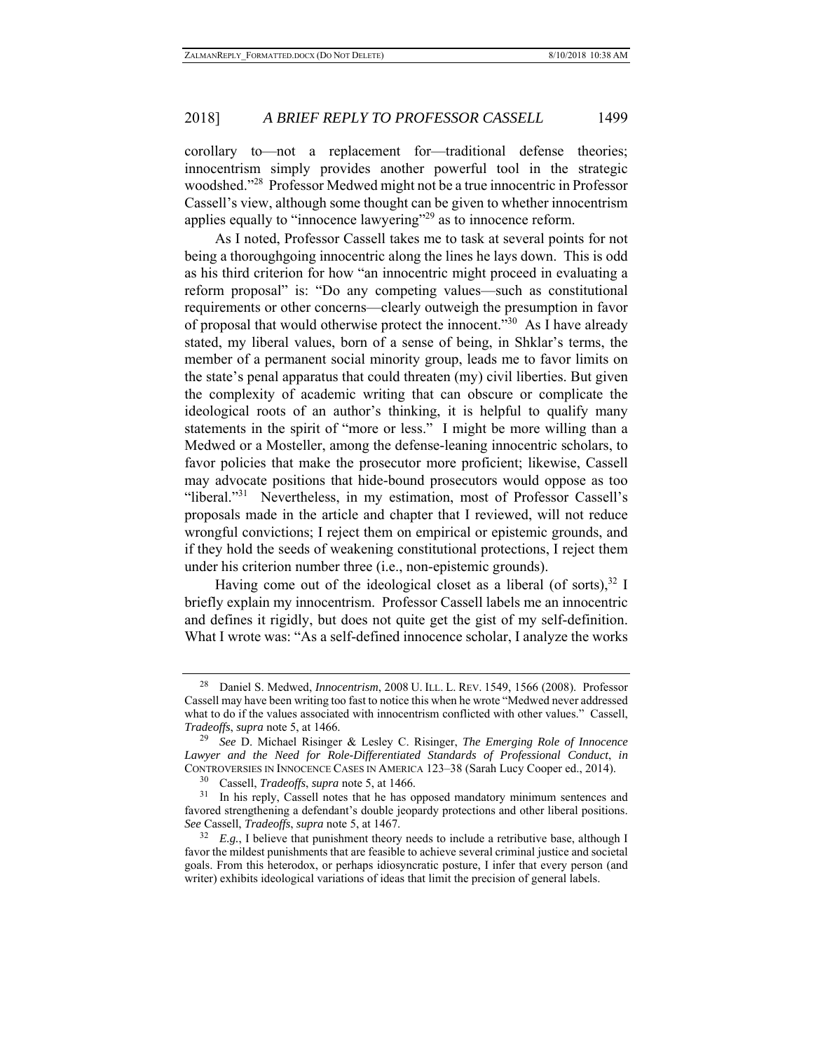corollary to—not a replacement for—traditional defense theories; innocentrism simply provides another powerful tool in the strategic woodshed."[28] Professor Medwed might not be a true innocentric in Professor Cassell's view, although some thought can be given to whether innocentrism applies equally to "innocence lawyering"[29] as to innocence reform.

As I noted, Professor Cassell takes me to task at several points for not being a thoroughgoing innocentric along the lines he lays down. This is odd as his third criterion for how "an innocentric might proceed in evaluating a reform proposal" is: "Do any competing values—such as constitutional requirements or other concerns—clearly outweigh the presumption in favor of proposal that would otherwise protect the innocent."[30] As I have already stated, my liberal values, born of a sense of being, in Shklar's terms, the member of a permanent social minority group, leads me to favor limits on the state's penal apparatus that could threaten (my) civil liberties. But given the complexity of academic writing that can obscure or complicate the ideological roots of an author's thinking, it is helpful to qualify many statements in the spirit of "more or less." I might be more willing than a Medwed or a Mosteller, among the defense-leaning innocentric scholars, to favor policies that make the prosecutor more proficient; likewise, Cassell may advocate positions that hide-bound prosecutors would oppose as too "liberal."[31] Nevertheless, in my estimation, most of Professor Cassell's proposals made in the article and chapter that I reviewed, will not reduce wrongful convictions; I reject them on empirical or epistemic grounds, and if they hold the seeds of weakening constitutional protections, I reject them under his criterion number three (i.e., non-epistemic grounds).

Having come out of the ideological closet as a liberal (of sorts),[32] I briefly explain my innocentrism. Professor Cassell labels me an innocentric and defines it rigidly, but does not quite get the gist of my self-definition. What I wrote was: "As a self-defined innocence scholar, I analyze the works

---

[28] Daniel S. Medwed, *Innocentrism*, 2008 U. ILL. L. REV. 1549, 1566 (2008). Professor Cassell may have been writing too fast to notice this when he wrote "Medwed never addressed what to do if the values associated with innocentrism conflicted with other values." Cassell, *Tradeoffs*, *supra* note 5, at 1466.

[29] *See* D. Michael Risinger & Lesley C. Risinger, *The Emerging Role of Innocence Lawyer and the Need for Role-Differentiated Standards of Professional Conduct*, *in* CONTROVERSIES IN INNOCENCE CASES IN AMERICA 123–38 (Sarah Lucy Cooper ed., 2014).

[30] Cassell, *Tradeoffs*, *supra* note 5, at 1466.

[31] In his reply, Cassell notes that he has opposed mandatory minimum sentences and favored strengthening a defendant's double jeopardy protections and other liberal positions. *See* Cassell, *Tradeoffs*, *supra* note 5, at 1467.

[32] *E.g.*, I believe that punishment theory needs to include a retributive base, although I favor the mildest punishments that are feasible to achieve several criminal justice and societal goals. From this heterodox, or perhaps idiosyncratic posture, I infer that every person (and writer) exhibits ideological variations of ideas that limit the precision of general labels.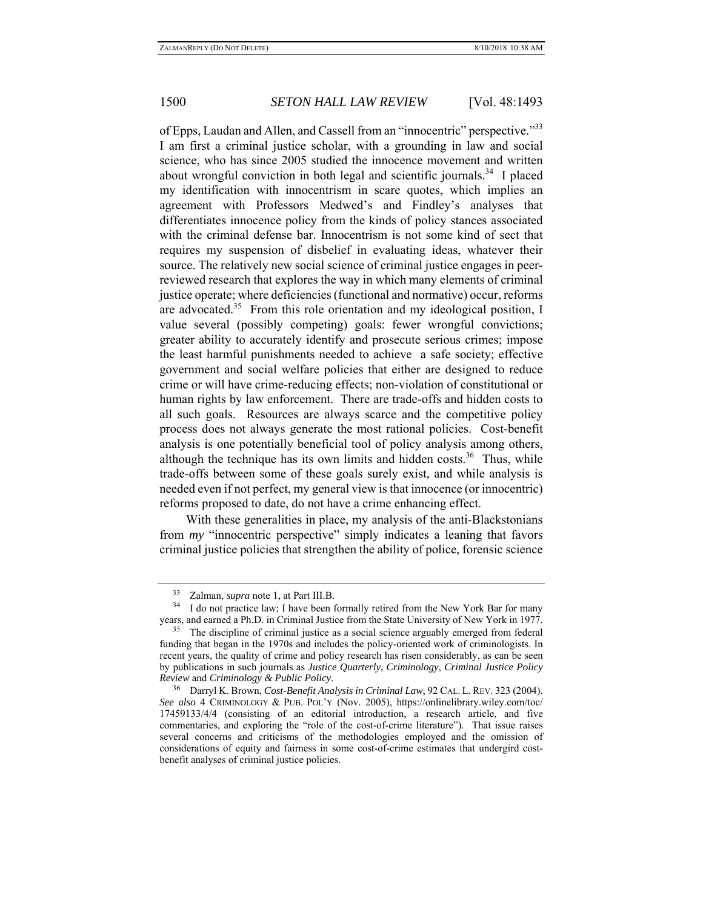of Epps, Laudan and Allen, and Cassell from an "innocentric" perspective."[33] I am first a criminal justice scholar, with a grounding in law and social science, who has since 2005 studied the innocence movement and written about wrongful conviction in both legal and scientific journals.[34] I placed my identification with innocentrism in scare quotes, which implies an agreement with Professors Medwed's and Findley's analyses that differentiates innocence policy from the kinds of policy stances associated with the criminal defense bar. Innocentrism is not some kind of sect that requires my suspension of disbelief in evaluating ideas, whatever their source. The relatively new social science of criminal justice engages in peer-reviewed research that explores the way in which many elements of criminal justice operate; where deficiencies (functional and normative) occur, reforms are advocated.[35] From this role orientation and my ideological position, I value several (possibly competing) goals: fewer wrongful convictions; greater ability to accurately identify and prosecute serious crimes; impose the least harmful punishments needed to achieve a safe society; effective government and social welfare policies that either are designed to reduce crime or will have crime-reducing effects; non-violation of constitutional or human rights by law enforcement. There are trade-offs and hidden costs to all such goals. Resources are always scarce and the competitive policy process does not always generate the most rational policies. Cost-benefit analysis is one potentially beneficial tool of policy analysis among others, although the technique has its own limits and hidden costs.[36] Thus, while trade-offs between some of these goals surely exist, and while analysis is needed even if not perfect, my general view is that innocence (or innocentric) reforms proposed to date, do not have a crime enhancing effect.

With these generalities in place, my analysis of the anti-Blackstonians from *my* "innocentric perspective" simply indicates a leaning that favors criminal justice policies that strengthen the ability of police, forensic science

---

[33] Zalman, *supra* note 1, at Part III.B.

[34] I do not practice law; I have been formally retired from the New York Bar for many years, and earned a Ph.D. in Criminal Justice from the State University of New York in 1977.

[35] The discipline of criminal justice as a social science arguably emerged from federal funding that began in the 1970s and includes the policy-oriented work of criminologists. In recent years, the quality of crime and policy research has risen considerably, as can be seen by publications in such journals as *Justice Quarterly*, *Criminology*, *Criminal Justice Policy Review* and *Criminology & Public Policy*.

[36] Darryl K. Brown, *Cost-Benefit Analysis in Criminal Law*, 92 CAL. L. REV. 323 (2004). *See also* 4 CRIMINOLOGY & PUB. POL'Y (Nov. 2005), https://onlinelibrary.wiley.com/toc/17459133/4/4 (consisting of an editorial introduction, a research article, and five commentaries, and exploring the "role of the cost-of-crime literature"). That issue raises several concerns and criticisms of the methodologies employed and the omission of considerations of equity and fairness in some cost-of-crime estimates that undergird cost-benefit analyses of criminal justice policies.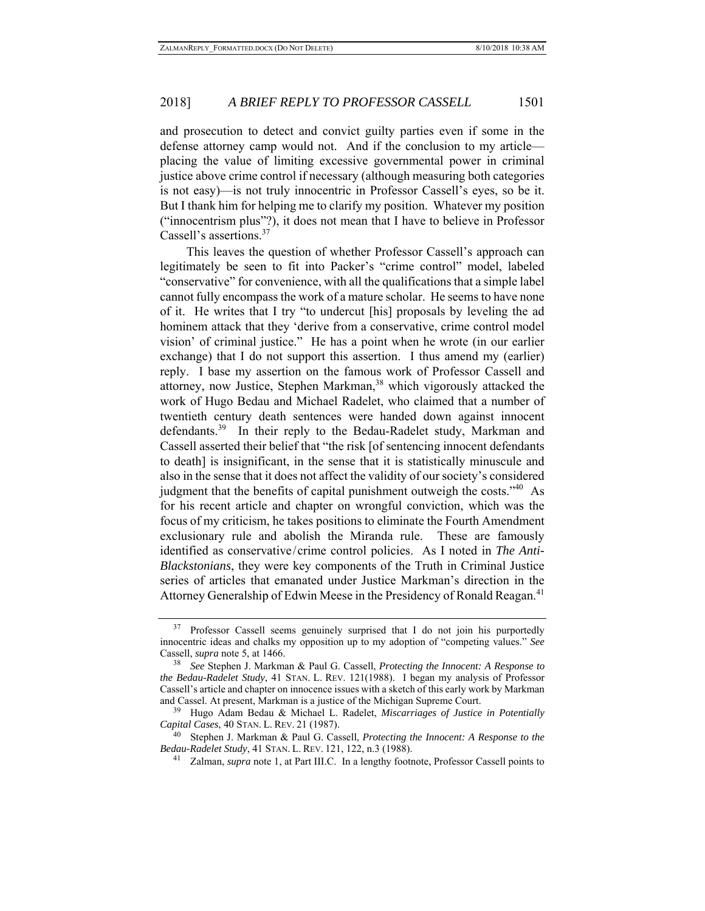and prosecution to detect and convict guilty parties even if some in the defense attorney camp would not. And if the conclusion to my article—placing the value of limiting excessive governmental power in criminal justice above crime control if necessary (although measuring both categories is not easy)—is not truly innocentric in Professor Cassell's eyes, so be it. But I thank him for helping me to clarify my position. Whatever my position ("innocentrism plus"?), it does not mean that I have to believe in Professor Cassell's assertions.[37]

This leaves the question of whether Professor Cassell's approach can legitimately be seen to fit into Packer's "crime control" model, labeled "conservative" for convenience, with all the qualifications that a simple label cannot fully encompass the work of a mature scholar. He seems to have none of it. He writes that I try "to undercut [his] proposals by leveling the ad hominem attack that they 'derive from a conservative, crime control model vision' of criminal justice." He has a point when he wrote (in our earlier exchange) that I do not support this assertion. I thus amend my (earlier) reply. I base my assertion on the famous work of Professor Cassell and attorney, now Justice, Stephen Markman,[38] which vigorously attacked the work of Hugo Bedau and Michael Radelet, who claimed that a number of twentieth century death sentences were handed down against innocent defendants.[39] In their reply to the Bedau-Radelet study, Markman and Cassell asserted their belief that "the risk [of sentencing innocent defendants to death] is insignificant, in the sense that it is statistically minuscule and also in the sense that it does not affect the validity of our society's considered judgment that the benefits of capital punishment outweigh the costs."[40] As for his recent article and chapter on wrongful conviction, which was the focus of my criticism, he takes positions to eliminate the Fourth Amendment exclusionary rule and abolish the Miranda rule. These are famously identified as conservative/crime control policies. As I noted in *The Anti-Blackstonians*, they were key components of the Truth in Criminal Justice series of articles that emanated under Justice Markman's direction in the Attorney Generalship of Edwin Meese in the Presidency of Ronald Reagan.[41]

---

[37] Professor Cassell seems genuinely surprised that I do not join his purportedly innocentric ideas and chalks my opposition up to my adoption of "competing values." *See* Cassell, *supra* note 5, at 1466.

[38] *See* Stephen J. Markman & Paul G. Cassell, *Protecting the Innocent: A Response to the Bedau-Radelet Study*, 41 STAN. L. REV. 121(1988). I began my analysis of Professor Cassell's article and chapter on innocence issues with a sketch of this early work by Markman and Cassel. At present, Markman is a justice of the Michigan Supreme Court.

[39] Hugo Adam Bedau & Michael L. Radelet, *Miscarriages of Justice in Potentially Capital Cases*, 40 STAN. L. REV. 21 (1987).

[40] Stephen J. Markman & Paul G. Cassell, *Protecting the Innocent: A Response to the Bedau-Radelet Study*, 41 STAN. L. REV. 121, 122, n.3 (1988).

[41] Zalman, *supra* note 1, at Part III.C. In a lengthy footnote, Professor Cassell points to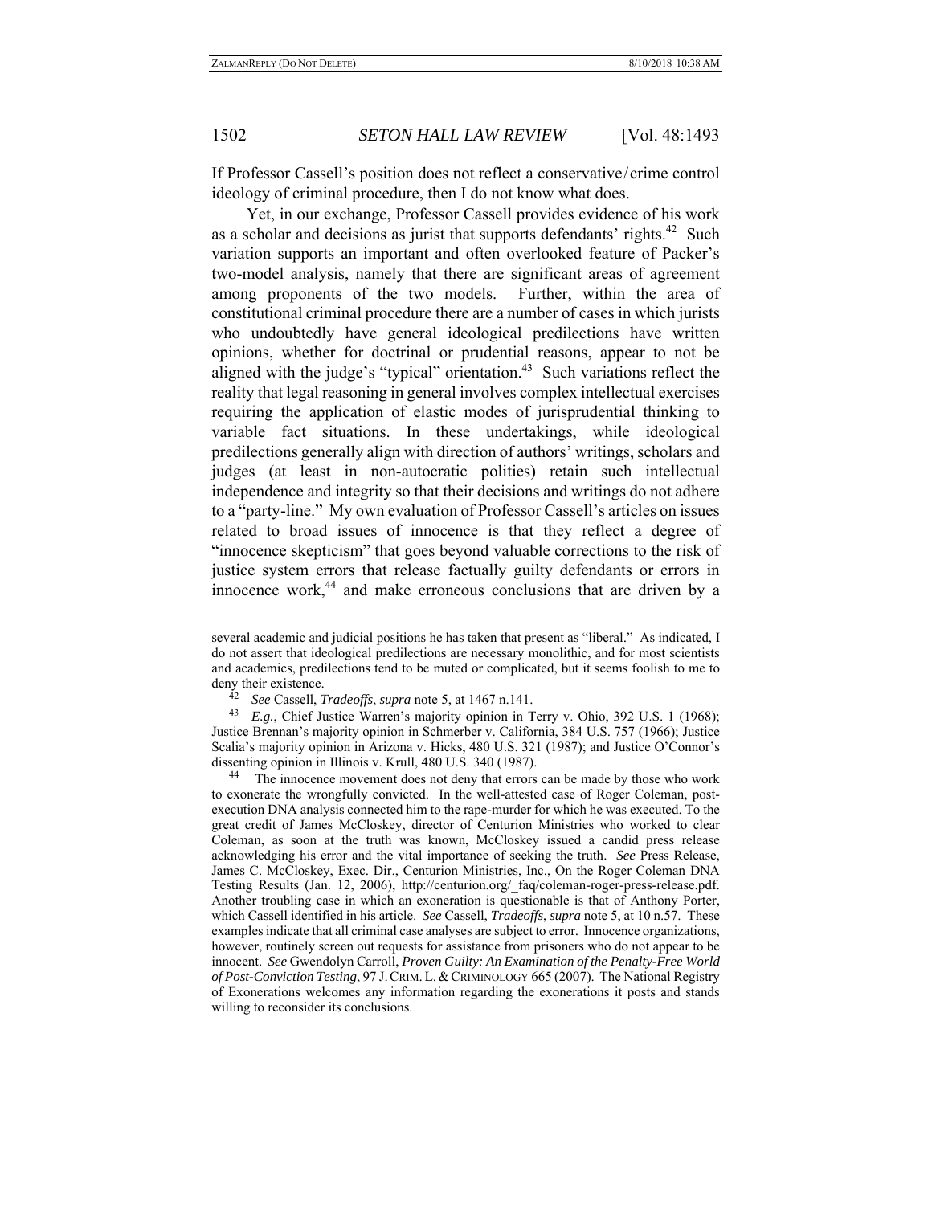If Professor Cassell's position does not reflect a conservative/crime control ideology of criminal procedure, then I do not know what does.

Yet, in our exchange, Professor Cassell provides evidence of his work as a scholar and decisions as jurist that supports defendants' rights.[42] Such variation supports an important and often overlooked feature of Packer's two-model analysis, namely that there are significant areas of agreement among proponents of the two models. Further, within the area of constitutional criminal procedure there are a number of cases in which jurists who undoubtedly have general ideological predilections have written opinions, whether for doctrinal or prudential reasons, appear to not be aligned with the judge's "typical" orientation.[43] Such variations reflect the reality that legal reasoning in general involves complex intellectual exercises requiring the application of elastic modes of jurisprudential thinking to variable fact situations. In these undertakings, while ideological predilections generally align with direction of authors' writings, scholars and judges (at least in non-autocratic polities) retain such intellectual independence and integrity so that their decisions and writings do not adhere to a "party-line." My own evaluation of Professor Cassell's articles on issues related to broad issues of innocence is that they reflect a degree of "innocence skepticism" that goes beyond valuable corrections to the risk of justice system errors that release factually guilty defendants or errors in innocence work,[44] and make erroneous conclusions that are driven by a

---

several academic and judicial positions he has taken that present as "liberal." As indicated, I do not assert that ideological predilections are necessary monolithic, and for most scientists and academics, predilections tend to be muted or complicated, but it seems foolish to me to deny their existence.

[42] *See* Cassell, *Tradeoffs*, *supra* note 5, at 1467 n.141.

[43] *E.g.*, Chief Justice Warren's majority opinion in Terry v. Ohio, 392 U.S. 1 (1968); Justice Brennan's majority opinion in Schmerber v. California, 384 U.S. 757 (1966); Justice Scalia's majority opinion in Arizona v. Hicks, 480 U.S. 321 (1987); and Justice O'Connor's dissenting opinion in Illinois v. Krull, 480 U.S. 340 (1987).

[44] The innocence movement does not deny that errors can be made by those who work to exonerate the wrongfully convicted. In the well-attested case of Roger Coleman, post-execution DNA analysis connected him to the rape-murder for which he was executed. To the great credit of James McCloskey, director of Centurion Ministries who worked to clear Coleman, as soon at the truth was known, McCloskey issued a candid press release acknowledging his error and the vital importance of seeking the truth. *See* Press Release, James C. McCloskey, Exec. Dir., Centurion Ministries, Inc., On the Roger Coleman DNA Testing Results (Jan. 12, 2006), http://centurion.org/_faq/coleman-roger-press-release.pdf. Another troubling case in which an exoneration is questionable is that of Anthony Porter, which Cassell identified in his article. *See* Cassell, *Tradeoffs*, *supra* note 5, at 10 n.57. These examples indicate that all criminal case analyses are subject to error. Innocence organizations, however, routinely screen out requests for assistance from prisoners who do not appear to be innocent. *See* Gwendolyn Carroll, *Proven Guilty: An Examination of the Penalty-Free World of Post-Conviction Testing*, 97 J. CRIM. L. & CRIMINOLOGY 665 (2007). The National Registry of Exonerations welcomes any information regarding the exonerations it posts and stands willing to reconsider its conclusions.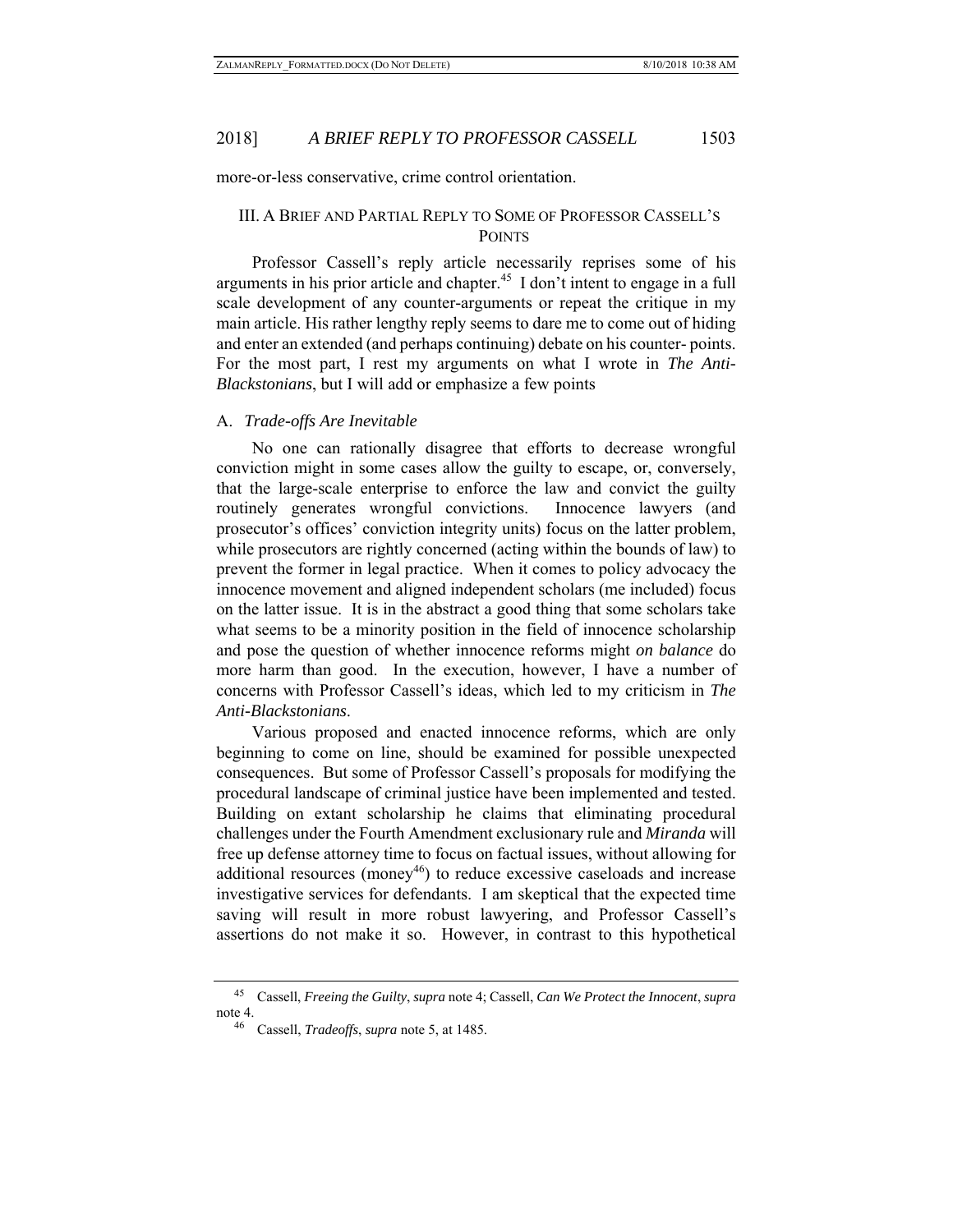more-or-less conservative, crime control orientation.

## III. A Brief and Partial Reply to Some of Professor Cassell's Points

Professor Cassell's reply article necessarily reprises some of his arguments in his prior article and chapter.[45] I don't intent to engage in a full scale development of any counter-arguments or repeat the critique in my main article. His rather lengthy reply seems to dare me to come out of hiding and enter an extended (and perhaps continuing) debate on his counter- points. For the most part, I rest my arguments on what I wrote in *The Anti-Blackstonians*, but I will add or emphasize a few points

### A. *Trade-offs Are Inevitable*

No one can rationally disagree that efforts to decrease wrongful conviction might in some cases allow the guilty to escape, or, conversely, that the large-scale enterprise to enforce the law and convict the guilty routinely generates wrongful convictions. Innocence lawyers (and prosecutor's offices' conviction integrity units) focus on the latter problem, while prosecutors are rightly concerned (acting within the bounds of law) to prevent the former in legal practice. When it comes to policy advocacy the innocence movement and aligned independent scholars (me included) focus on the latter issue. It is in the abstract a good thing that some scholars take what seems to be a minority position in the field of innocence scholarship and pose the question of whether innocence reforms might *on balance* do more harm than good. In the execution, however, I have a number of concerns with Professor Cassell's ideas, which led to my criticism in *The Anti-Blackstonians*.

Various proposed and enacted innocence reforms, which are only beginning to come on line, should be examined for possible unexpected consequences. But some of Professor Cassell's proposals for modifying the procedural landscape of criminal justice have been implemented and tested. Building on extant scholarship he claims that eliminating procedural challenges under the Fourth Amendment exclusionary rule and *Miranda* will free up defense attorney time to focus on factual issues, without allowing for additional resources (money[46]) to reduce excessive caseloads and increase investigative services for defendants. I am skeptical that the expected time saving will result in more robust lawyering, and Professor Cassell's assertions do not make it so. However, in contrast to this hypothetical

---

[45] Cassell, *Freeing the Guilty*, *supra* note 4; Cassell, *Can We Protect the Innocent*, *supra* note 4.

[46] Cassell, *Tradeoffs*, *supra* note 5, at 1485.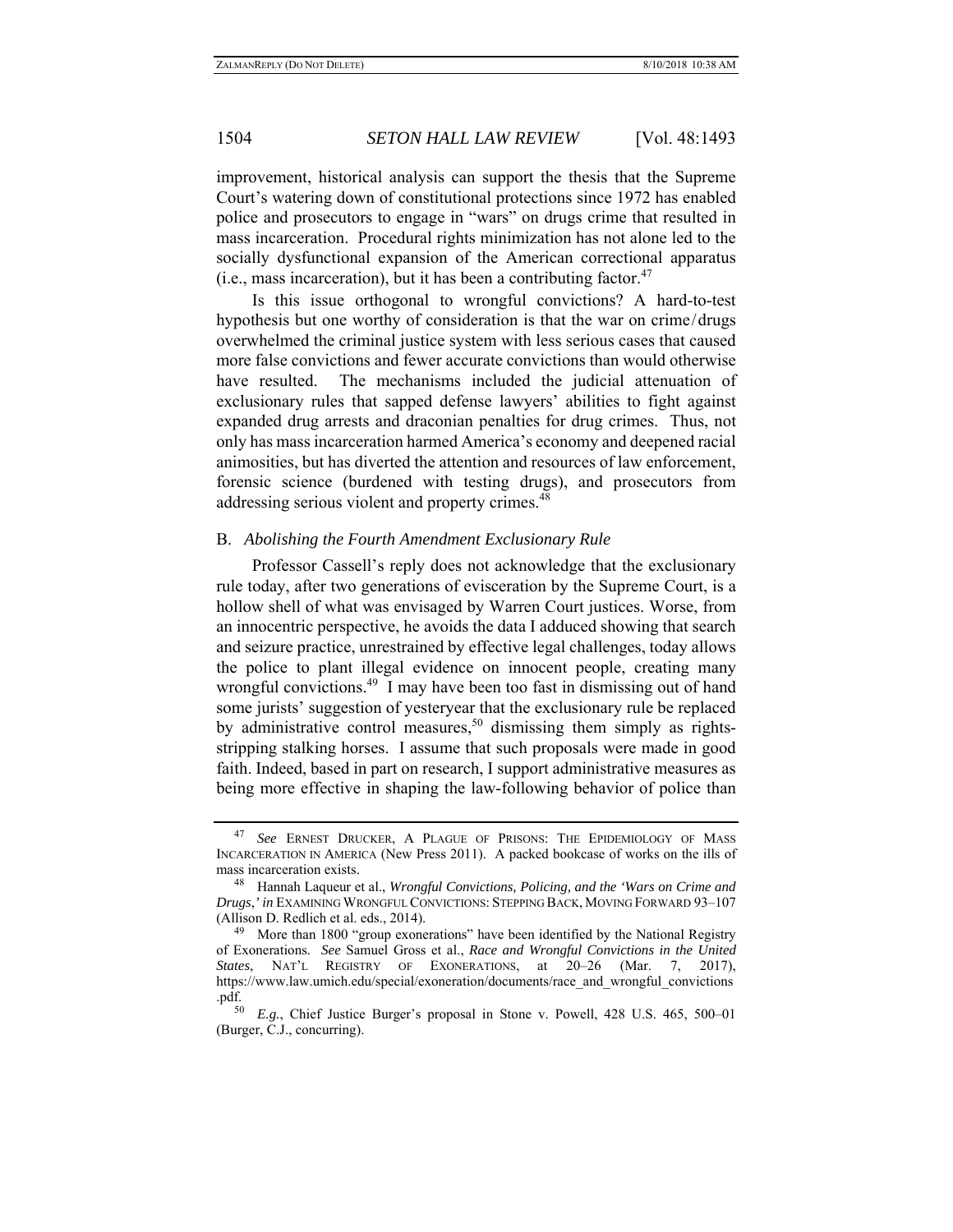improvement, historical analysis can support the thesis that the Supreme Court's watering down of constitutional protections since 1972 has enabled police and prosecutors to engage in "wars" on drugs crime that resulted in mass incarceration. Procedural rights minimization has not alone led to the socially dysfunctional expansion of the American correctional apparatus (i.e., mass incarceration), but it has been a contributing factor.[47]

Is this issue orthogonal to wrongful convictions? A hard-to-test hypothesis but one worthy of consideration is that the war on crime/drugs overwhelmed the criminal justice system with less serious cases that caused more false convictions and fewer accurate convictions than would otherwise have resulted. The mechanisms included the judicial attenuation of exclusionary rules that sapped defense lawyers' abilities to fight against expanded drug arrests and draconian penalties for drug crimes. Thus, not only has mass incarceration harmed America's economy and deepened racial animosities, but has diverted the attention and resources of law enforcement, forensic science (burdened with testing drugs), and prosecutors from addressing serious violent and property crimes.[48]

### B. *Abolishing the Fourth Amendment Exclusionary Rule*

Professor Cassell's reply does not acknowledge that the exclusionary rule today, after two generations of evisceration by the Supreme Court, is a hollow shell of what was envisaged by Warren Court justices. Worse, from an innocentric perspective, he avoids the data I adduced showing that search and seizure practice, unrestrained by effective legal challenges, today allows the police to plant illegal evidence on innocent people, creating many wrongful convictions.[49] I may have been too fast in dismissing out of hand some jurists' suggestion of yesteryear that the exclusionary rule be replaced by administrative control measures,[50] dismissing them simply as rights-stripping stalking horses. I assume that such proposals were made in good faith. Indeed, based in part on research, I support administrative measures as being more effective in shaping the law-following behavior of police than

---

[47] *See* ERNEST DRUCKER, A PLAGUE OF PRISONS: THE EPIDEMIOLOGY OF MASS INCARCERATION IN AMERICA (New Press 2011). A packed bookcase of works on the ills of mass incarceration exists.

[48] Hannah Laqueur et al., *Wrongful Convictions, Policing, and the 'Wars on Crime and Drugs,' in* EXAMINING WRONGFUL CONVICTIONS: STEPPING BACK, MOVING FORWARD 93–107 (Allison D. Redlich et al. eds., 2014).

[49] More than 1800 "group exonerations" have been identified by the National Registry of Exonerations. *See* Samuel Gross et al., *Race and Wrongful Convictions in the United States*, NAT'L REGISTRY OF EXONERATIONS, at 20–26 (Mar. 7, 2017), https://www.law.umich.edu/special/exoneration/documents/race_and_wrongful_convictions.pdf.

[50] *E.g.*, Chief Justice Burger's proposal in Stone v. Powell, 428 U.S. 465, 500–01 (Burger, C.J., concurring).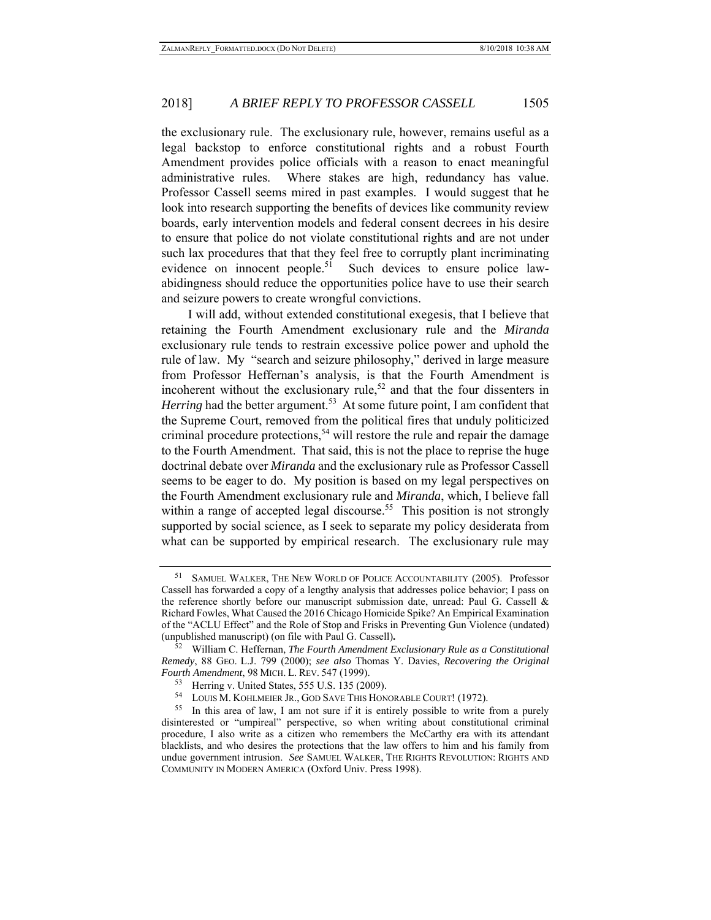the exclusionary rule. The exclusionary rule, however, remains useful as a legal backstop to enforce constitutional rights and a robust Fourth Amendment provides police officials with a reason to enact meaningful administrative rules. Where stakes are high, redundancy has value. Professor Cassell seems mired in past examples. I would suggest that he look into research supporting the benefits of devices like community review boards, early intervention models and federal consent decrees in his desire to ensure that police do not violate constitutional rights and are not under such lax procedures that that they feel free to corruptly plant incriminating evidence on innocent people.[51] Such devices to ensure police law-abidingness should reduce the opportunities police have to use their search and seizure powers to create wrongful convictions.

I will add, without extended constitutional exegesis, that I believe that retaining the Fourth Amendment exclusionary rule and the *Miranda* exclusionary rule tends to restrain excessive police power and uphold the rule of law. My "search and seizure philosophy," derived in large measure from Professor Heffernan's analysis, is that the Fourth Amendment is incoherent without the exclusionary rule,[52] and that the four dissenters in *Herring* had the better argument.[53] At some future point, I am confident that the Supreme Court, removed from the political fires that unduly politicized criminal procedure protections,[54] will restore the rule and repair the damage to the Fourth Amendment. That said, this is not the place to reprise the huge doctrinal debate over *Miranda* and the exclusionary rule as Professor Cassell seems to be eager to do. My position is based on my legal perspectives on the Fourth Amendment exclusionary rule and *Miranda*, which, I believe fall within a range of accepted legal discourse.[55] This position is not strongly supported by social science, as I seek to separate my policy desiderata from what can be supported by empirical research. The exclusionary rule may

---

[51] SAMUEL WALKER, THE NEW WORLD OF POLICE ACCOUNTABILITY (2005). Professor Cassell has forwarded a copy of a lengthy analysis that addresses police behavior; I pass on the reference shortly before our manuscript submission date, unread: Paul G. Cassell & Richard Fowles, What Caused the 2016 Chicago Homicide Spike? An Empirical Examination of the "ACLU Effect" and the Role of Stop and Frisks in Preventing Gun Violence (undated) (unpublished manuscript) (on file with Paul G. Cassell).

[52] William C. Heffernan, *The Fourth Amendment Exclusionary Rule as a Constitutional Remedy*, 88 GEO. L.J. 799 (2000); *see also* Thomas Y. Davies, *Recovering the Original Fourth Amendment*, 98 MICH. L. REV. 547 (1999).

[53] Herring v. United States, 555 U.S. 135 (2009).

[54] LOUIS M. KOHLMEIER JR., GOD SAVE THIS HONORABLE COURT! (1972).

[55] In this area of law, I am not sure if it is entirely possible to write from a purely disinterested or "umpireal" perspective, so when writing about constitutional criminal procedure, I also write as a citizen who remembers the McCarthy era with its attendant blacklists, and who desires the protections that the law offers to him and his family from undue government intrusion. *See* SAMUEL WALKER, THE RIGHTS REVOLUTION: RIGHTS AND COMMUNITY IN MODERN AMERICA (Oxford Univ. Press 1998).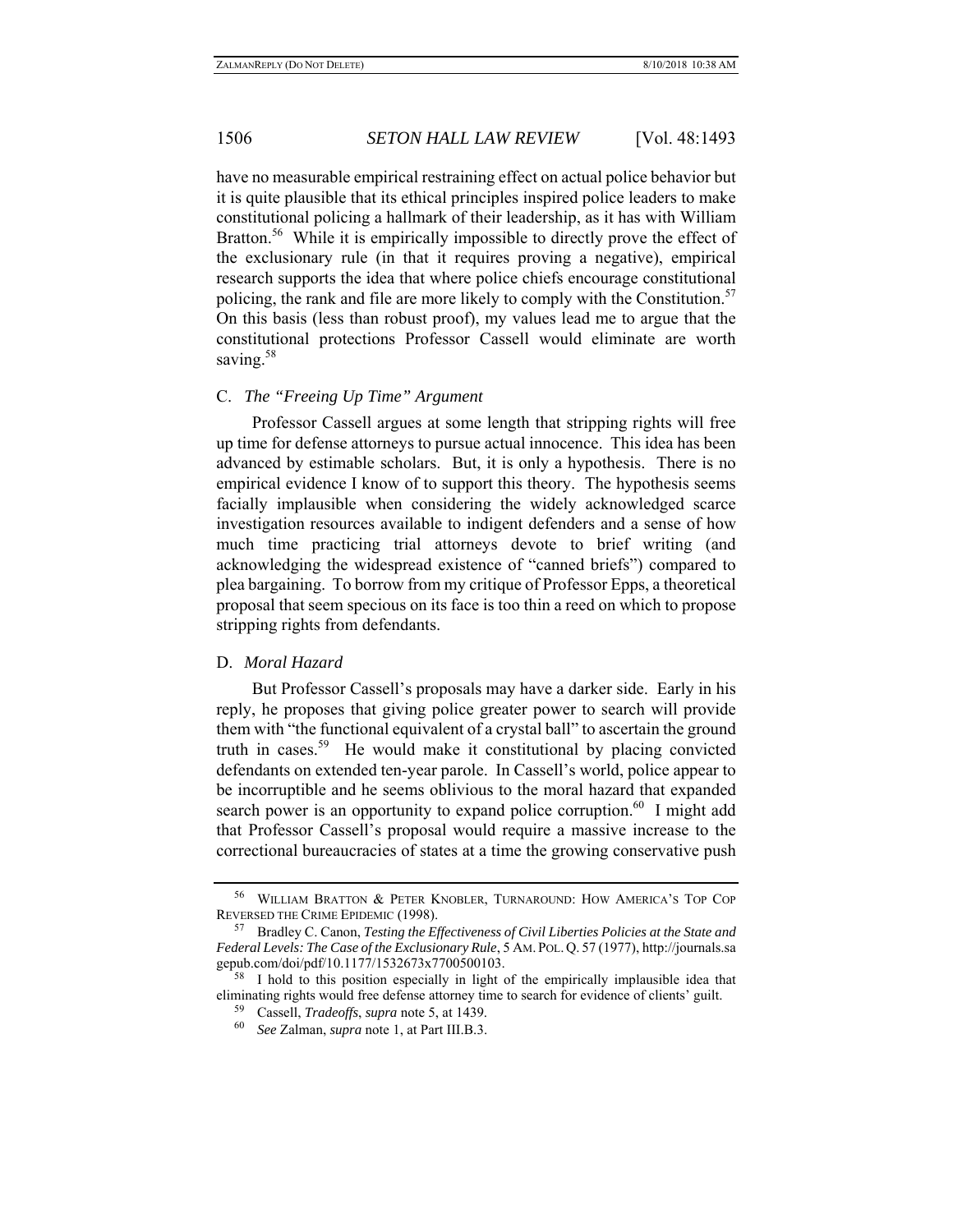have no measurable empirical restraining effect on actual police behavior but it is quite plausible that its ethical principles inspired police leaders to make constitutional policing a hallmark of their leadership, as it has with William Bratton.[56] While it is empirically impossible to directly prove the effect of the exclusionary rule (in that it requires proving a negative), empirical research supports the idea that where police chiefs encourage constitutional policing, the rank and file are more likely to comply with the Constitution.[57] On this basis (less than robust proof), my values lead me to argue that the constitutional protections Professor Cassell would eliminate are worth saving.[58]

### C. *The "Freeing Up Time" Argument*

Professor Cassell argues at some length that stripping rights will free up time for defense attorneys to pursue actual innocence. This idea has been advanced by estimable scholars. But, it is only a hypothesis. There is no empirical evidence I know of to support this theory. The hypothesis seems facially implausible when considering the widely acknowledged scarce investigation resources available to indigent defenders and a sense of how much time practicing trial attorneys devote to brief writing (and acknowledging the widespread existence of "canned briefs") compared to plea bargaining. To borrow from my critique of Professor Epps, a theoretical proposal that seem specious on its face is too thin a reed on which to propose stripping rights from defendants.

### D. *Moral Hazard*

But Professor Cassell's proposals may have a darker side. Early in his reply, he proposes that giving police greater power to search will provide them with "the functional equivalent of a crystal ball" to ascertain the ground truth in cases.[59] He would make it constitutional by placing convicted defendants on extended ten-year parole. In Cassell's world, police appear to be incorruptible and he seems oblivious to the moral hazard that expanded search power is an opportunity to expand police corruption.[60] I might add that Professor Cassell's proposal would require a massive increase to the correctional bureaucracies of states at a time the growing conservative push

---

[56] William Bratton & Peter Knobler, Turnaround: How America's Top Cop Reversed the Crime Epidemic (1998).

[57] Bradley C. Canon, *Testing the Effectiveness of Civil Liberties Policies at the State and Federal Levels: The Case of the Exclusionary Rule*, 5 Am. Pol. Q. 57 (1977), http://journals.sagepub.com/doi/pdf/10.1177/1532673x7700500103.

[58] I hold to this position especially in light of the empirically implausible idea that eliminating rights would free defense attorney time to search for evidence of clients' guilt.

[59] Cassell, *Tradeoffs*, *supra* note 5, at 1439.

[60] *See* Zalman, *supra* note 1, at Part III.B.3.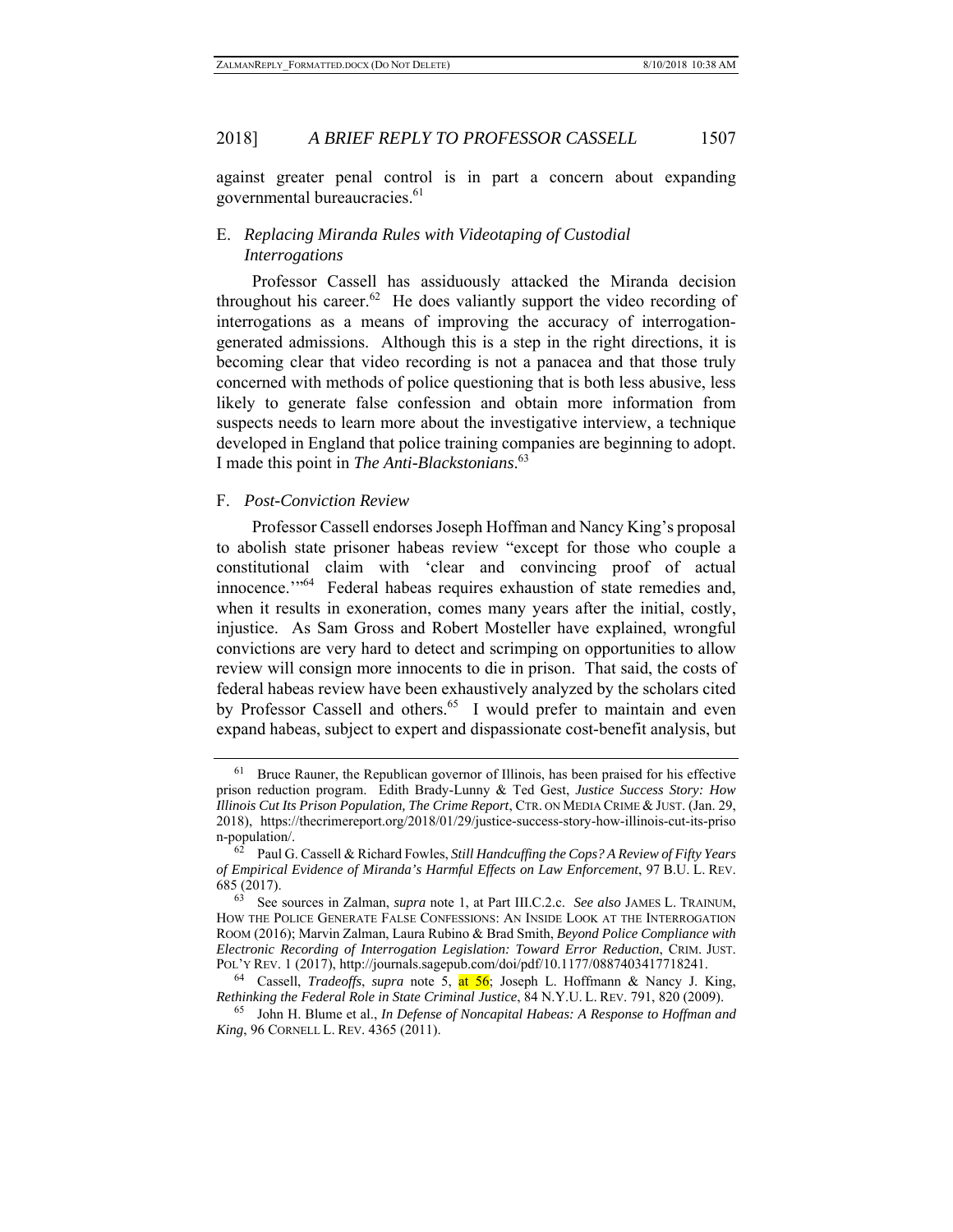against greater penal control is in part a concern about expanding governmental bureaucracies.[61]

### E. *Replacing Miranda Rules with Videotaping of Custodial Interrogations*

Professor Cassell has assiduously attacked the Miranda decision throughout his career.[62] He does valiantly support the video recording of interrogations as a means of improving the accuracy of interrogation-generated admissions. Although this is a step in the right directions, it is becoming clear that video recording is not a panacea and that those truly concerned with methods of police questioning that is both less abusive, less likely to generate false confession and obtain more information from suspects needs to learn more about the investigative interview, a technique developed in England that police training companies are beginning to adopt. I made this point in *The Anti-Blackstonians*.[63]

### F. *Post-Conviction Review*

Professor Cassell endorses Joseph Hoffman and Nancy King's proposal to abolish state prisoner habeas review "except for those who couple a constitutional claim with 'clear and convincing proof of actual innocence.'"[64] Federal habeas requires exhaustion of state remedies and, when it results in exoneration, comes many years after the initial, costly, injustice. As Sam Gross and Robert Mosteller have explained, wrongful convictions are very hard to detect and scrimping on opportunities to allow review will consign more innocents to die in prison. That said, the costs of federal habeas review have been exhaustively analyzed by the scholars cited by Professor Cassell and others.[65] I would prefer to maintain and even expand habeas, subject to expert and dispassionate cost-benefit analysis, but

---

[61] Bruce Rauner, the Republican governor of Illinois, has been praised for his effective prison reduction program. Edith Brady-Lunny & Ted Gest, *Justice Success Story: How Illinois Cut Its Prison Population, The Crime Report*, CTR. ON MEDIA CRIME & JUST. (Jan. 29, 2018), https://thecrimereport.org/2018/01/29/justice-success-story-how-illinois-cut-its-prison-population/.

[62] Paul G. Cassell & Richard Fowles, *Still Handcuffing the Cops? A Review of Fifty Years of Empirical Evidence of Miranda's Harmful Effects on Law Enforcement*, 97 B.U. L. REV. 685 (2017).

[63] See sources in Zalman, *supra* note 1, at Part III.C.2.c. *See also* JAMES L. TRAINUM, HOW THE POLICE GENERATE FALSE CONFESSIONS: AN INSIDE LOOK AT THE INTERROGATION ROOM (2016); Marvin Zalman, Laura Rubino & Brad Smith, *Beyond Police Compliance with Electronic Recording of Interrogation Legislation: Toward Error Reduction*, CRIM. JUST. POL'Y REV. 1 (2017), http://journals.sagepub.com/doi/pdf/10.1177/0887403417718241.

[64] Cassell, *Tradeoffs*, *supra* note 5, at 56; Joseph L. Hoffmann & Nancy J. King, *Rethinking the Federal Role in State Criminal Justice*, 84 N.Y.U. L. REV. 791, 820 (2009).

[65] John H. Blume et al., *In Defense of Noncapital Habeas: A Response to Hoffman and King*, 96 CORNELL L. REV. 4365 (2011).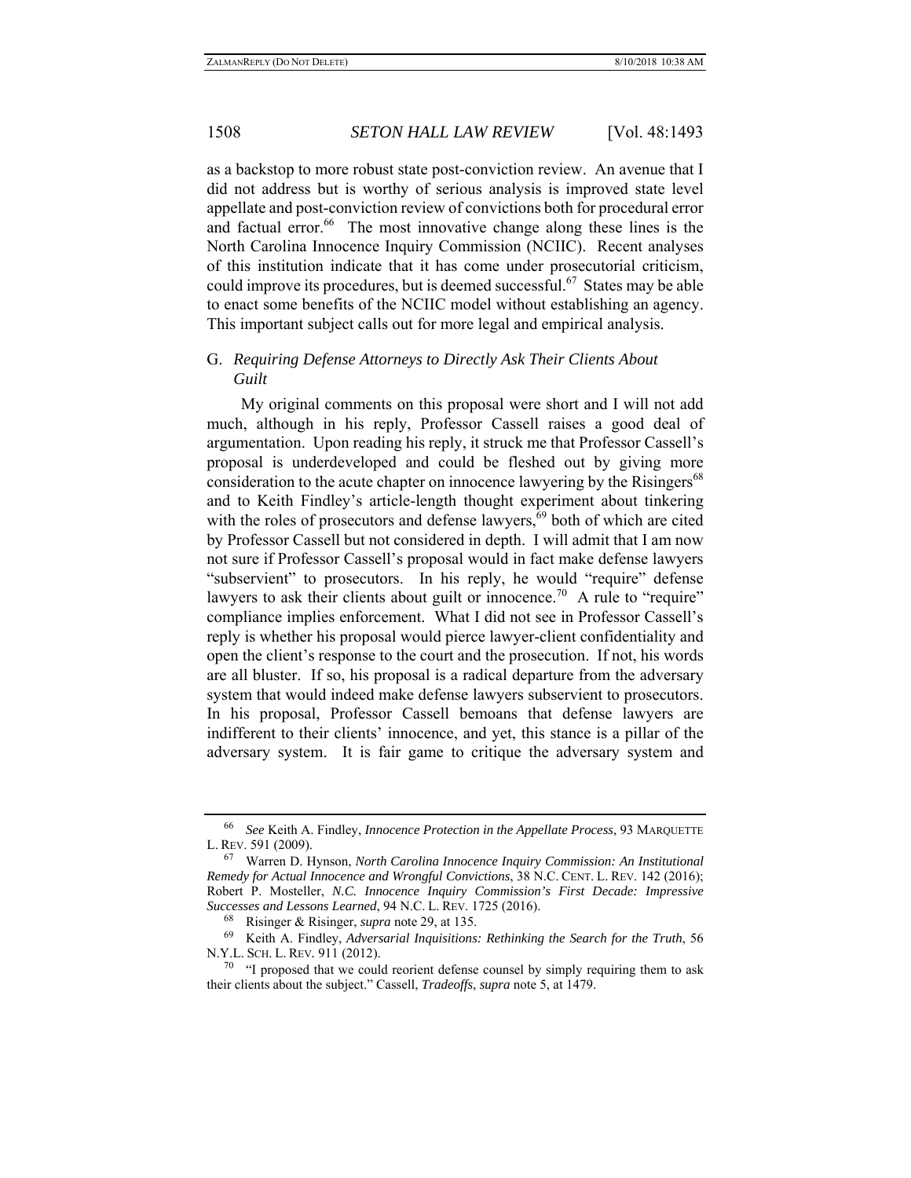as a backstop to more robust state post-conviction review. An avenue that I did not address but is worthy of serious analysis is improved state level appellate and post-conviction review of convictions both for procedural error and factual error.[66] The most innovative change along these lines is the North Carolina Innocence Inquiry Commission (NCIIC). Recent analyses of this institution indicate that it has come under prosecutorial criticism, could improve its procedures, but is deemed successful.[67] States may be able to enact some benefits of the NCIIC model without establishing an agency. This important subject calls out for more legal and empirical analysis.

### G. *Requiring Defense Attorneys to Directly Ask Their Clients About Guilt*

My original comments on this proposal were short and I will not add much, although in his reply, Professor Cassell raises a good deal of argumentation. Upon reading his reply, it struck me that Professor Cassell's proposal is underdeveloped and could be fleshed out by giving more consideration to the acute chapter on innocence lawyering by the Risingers[68] and to Keith Findley's article-length thought experiment about tinkering with the roles of prosecutors and defense lawyers,[69] both of which are cited by Professor Cassell but not considered in depth. I will admit that I am now not sure if Professor Cassell's proposal would in fact make defense lawyers "subservient" to prosecutors. In his reply, he would "require" defense lawyers to ask their clients about guilt or innocence.[70] A rule to "require" compliance implies enforcement. What I did not see in Professor Cassell's reply is whether his proposal would pierce lawyer-client confidentiality and open the client's response to the court and the prosecution. If not, his words are all bluster. If so, his proposal is a radical departure from the adversary system that would indeed make defense lawyers subservient to prosecutors. In his proposal, Professor Cassell bemoans that defense lawyers are indifferent to their clients' innocence, and yet, this stance is a pillar of the adversary system. It is fair game to critique the adversary system and

---

[66] *See* Keith A. Findley, *Innocence Protection in the Appellate Process*, 93 MARQUETTE L. REV. 591 (2009).

[67] Warren D. Hynson, *North Carolina Innocence Inquiry Commission: An Institutional Remedy for Actual Innocence and Wrongful Convictions*, 38 N.C. CENT. L. REV. 142 (2016); Robert P. Mosteller, *N.C. Innocence Inquiry Commission's First Decade: Impressive Successes and Lessons Learned*, 94 N.C. L. REV. 1725 (2016).

[68] Risinger & Risinger, *supra* note 29, at 135.

[69] Keith A. Findley, *Adversarial Inquisitions: Rethinking the Search for the Truth*, 56 N.Y.L. SCH. L. REV. 911 (2012).

[70] "I proposed that we could reorient defense counsel by simply requiring them to ask their clients about the subject." Cassell, *Tradeoffs*, *supra* note 5, at 1479.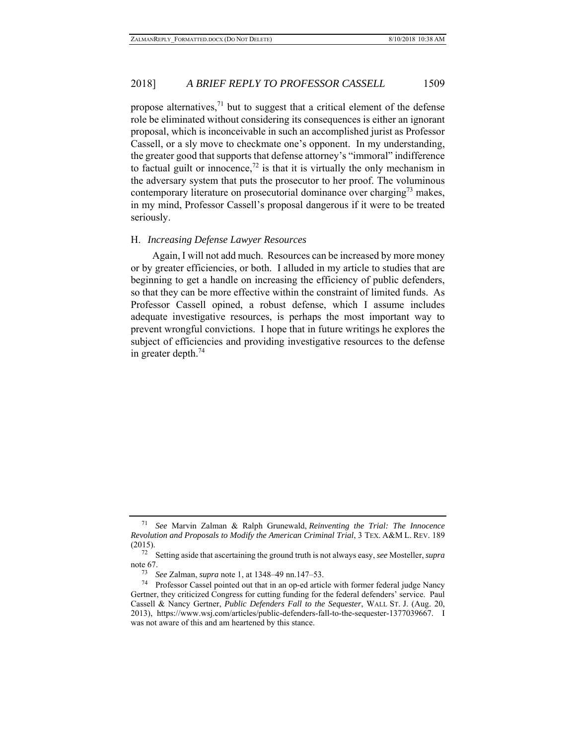propose alternatives,[71] but to suggest that a critical element of the defense role be eliminated without considering its consequences is either an ignorant proposal, which is inconceivable in such an accomplished jurist as Professor Cassell, or a sly move to checkmate one's opponent. In my understanding, the greater good that supports that defense attorney's "immoral" indifference to factual guilt or innocence,[72] is that it is virtually the only mechanism in the adversary system that puts the prosecutor to her proof. The voluminous contemporary literature on prosecutorial dominance over charging[73] makes, in my mind, Professor Cassell's proposal dangerous if it were to be treated seriously.

### H. *Increasing Defense Lawyer Resources*

Again, I will not add much. Resources can be increased by more money or by greater efficiencies, or both. I alluded in my article to studies that are beginning to get a handle on increasing the efficiency of public defenders, so that they can be more effective within the constraint of limited funds. As Professor Cassell opined, a robust defense, which I assume includes adequate investigative resources, is perhaps the most important way to prevent wrongful convictions. I hope that in future writings he explores the subject of efficiencies and providing investigative resources to the defense in greater depth.[74]

---

[71] *See* Marvin Zalman & Ralph Grunewald, *Reinventing the Trial: The Innocence Revolution and Proposals to Modify the American Criminal Trial*, 3 TEX. A&M L. REV. 189 (2015).

[72] Setting aside that ascertaining the ground truth is not always easy, *see* Mosteller, *supra* note 67.

[73] *See* Zalman, *supra* note 1, at 1348–49 nn.147–53.

[74] Professor Cassel pointed out that in an op-ed article with former federal judge Nancy Gertner, they criticized Congress for cutting funding for the federal defenders' service. Paul Cassell & Nancy Gertner, *Public Defenders Fall to the Sequester*, WALL ST. J. (Aug. 20, 2013), https://www.wsj.com/articles/public-defenders-fall-to-the-sequester-1377039667. I was not aware of this and am heartened by this stance.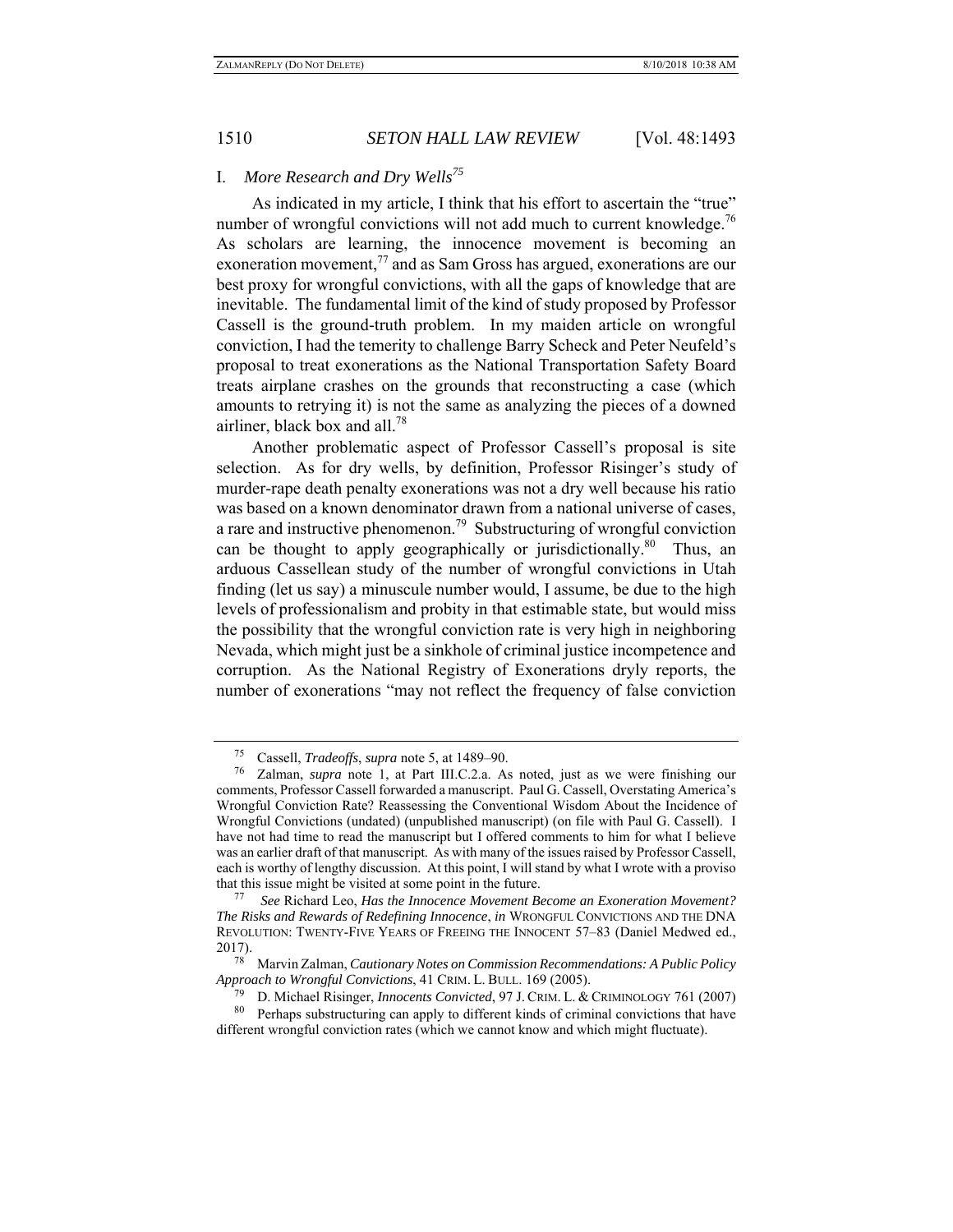### I. *More Research and Dry Wells*[75]

As indicated in my article, I think that his effort to ascertain the "true" number of wrongful convictions will not add much to current knowledge.[76] As scholars are learning, the innocence movement is becoming an exoneration movement,[77] and as Sam Gross has argued, exonerations are our best proxy for wrongful convictions, with all the gaps of knowledge that are inevitable. The fundamental limit of the kind of study proposed by Professor Cassell is the ground-truth problem. In my maiden article on wrongful conviction, I had the temerity to challenge Barry Scheck and Peter Neufeld's proposal to treat exonerations as the National Transportation Safety Board treats airplane crashes on the grounds that reconstructing a case (which amounts to retrying it) is not the same as analyzing the pieces of a downed airliner, black box and all.[78]

Another problematic aspect of Professor Cassell's proposal is site selection. As for dry wells, by definition, Professor Risinger's study of murder-rape death penalty exonerations was not a dry well because his ratio was based on a known denominator drawn from a national universe of cases, a rare and instructive phenomenon.[79] Substructuring of wrongful conviction can be thought to apply geographically or jurisdictionally.[80] Thus, an arduous Cassellean study of the number of wrongful convictions in Utah finding (let us say) a minuscule number would, I assume, be due to the high levels of professionalism and probity in that estimable state, but would miss the possibility that the wrongful conviction rate is very high in neighboring Nevada, which might just be a sinkhole of criminal justice incompetence and corruption. As the National Registry of Exonerations dryly reports, the number of exonerations "may not reflect the frequency of false conviction

---

[75] Cassell, *Tradeoffs*, *supra* note 5, at 1489–90.

[76] Zalman, *supra* note 1, at Part III.C.2.a. As noted, just as we were finishing our comments, Professor Cassell forwarded a manuscript. Paul G. Cassell, Overstating America's Wrongful Conviction Rate? Reassessing the Conventional Wisdom About the Incidence of Wrongful Convictions (undated) (unpublished manuscript) (on file with Paul G. Cassell). I have not had time to read the manuscript but I offered comments to him for what I believe was an earlier draft of that manuscript. As with many of the issues raised by Professor Cassell, each is worthy of lengthy discussion. At this point, I will stand by what I wrote with a proviso that this issue might be visited at some point in the future.

[77] *See* Richard Leo, *Has the Innocence Movement Become an Exoneration Movement? The Risks and Rewards of Redefining Innocence*, *in* WRONGFUL CONVICTIONS AND THE DNA REVOLUTION: TWENTY-FIVE YEARS OF FREEING THE INNOCENT 57–83 (Daniel Medwed ed., 2017).

[78] Marvin Zalman, *Cautionary Notes on Commission Recommendations: A Public Policy Approach to Wrongful Convictions*, 41 CRIM. L. BULL. 169 (2005).

[79] D. Michael Risinger, *Innocents Convicted*, 97 J. CRIM. L. & CRIMINOLOGY 761 (2007)

[80] Perhaps substructuring can apply to different kinds of criminal convictions that have different wrongful conviction rates (which we cannot know and which might fluctuate).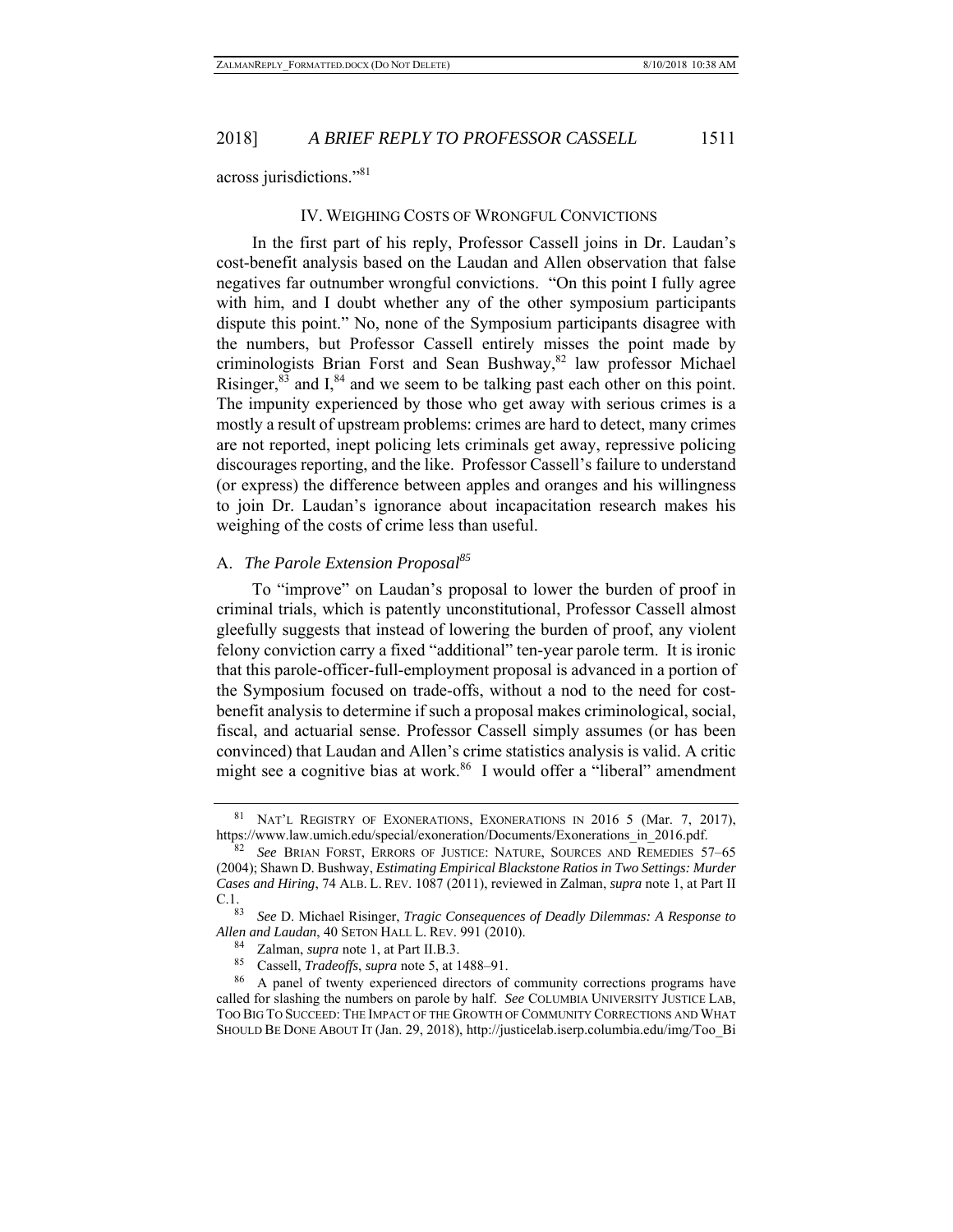across jurisdictions."[81]

## IV. Weighing Costs of Wrongful Convictions

In the first part of his reply, Professor Cassell joins in Dr. Laudan's cost-benefit analysis based on the Laudan and Allen observation that false negatives far outnumber wrongful convictions. "On this point I fully agree with him, and I doubt whether any of the other symposium participants dispute this point." No, none of the Symposium participants disagree with the numbers, but Professor Cassell entirely misses the point made by criminologists Brian Forst and Sean Bushway,[82] law professor Michael Risinger,[83] and I,[84] and we seem to be talking past each other on this point. The impunity experienced by those who get away with serious crimes is a mostly a result of upstream problems: crimes are hard to detect, many crimes are not reported, inept policing lets criminals get away, repressive policing discourages reporting, and the like. Professor Cassell's failure to understand (or express) the difference between apples and oranges and his willingness to join Dr. Laudan's ignorance about incapacitation research makes his weighing of the costs of crime less than useful.

### A. *The Parole Extension Proposal*[85]

To "improve" on Laudan's proposal to lower the burden of proof in criminal trials, which is patently unconstitutional, Professor Cassell almost gleefully suggests that instead of lowering the burden of proof, any violent felony conviction carry a fixed "additional" ten-year parole term. It is ironic that this parole-officer-full-employment proposal is advanced in a portion of the Symposium focused on trade-offs, without a nod to the need for cost-benefit analysis to determine if such a proposal makes criminological, social, fiscal, and actuarial sense. Professor Cassell simply assumes (or has been convinced) that Laudan and Allen's crime statistics analysis is valid. A critic might see a cognitive bias at work.[86] I would offer a "liberal" amendment

---

[81] NAT'L REGISTRY OF EXONERATIONS, EXONERATIONS IN 2016 5 (Mar. 7, 2017), https://www.law.umich.edu/special/exoneration/Documents/Exonerations_in_2016.pdf.

[82] *See* BRIAN FORST, ERRORS OF JUSTICE: NATURE, SOURCES AND REMEDIES 57–65 (2004); Shawn D. Bushway, *Estimating Empirical Blackstone Ratios in Two Settings: Murder Cases and Hiring*, 74 ALB. L. REV. 1087 (2011), reviewed in Zalman, *supra* note 1, at Part II C.1.

[83] *See* D. Michael Risinger, *Tragic Consequences of Deadly Dilemmas: A Response to Allen and Laudan*, 40 SETON HALL L. REV. 991 (2010).

[84] Zalman, *supra* note 1, at Part II.B.3.

[85] Cassell, *Tradeoffs*, *supra* note 5, at 1488–91.

[86] A panel of twenty experienced directors of community corrections programs have called for slashing the numbers on parole by half. *See* COLUMBIA UNIVERSITY JUSTICE LAB, TOO BIG TO SUCCEED: THE IMPACT OF THE GROWTH OF COMMUNITY CORRECTIONS AND WHAT SHOULD BE DONE ABOUT IT (Jan. 29, 2018), http://justicelab.iserp.columbia.edu/img/Too_Bi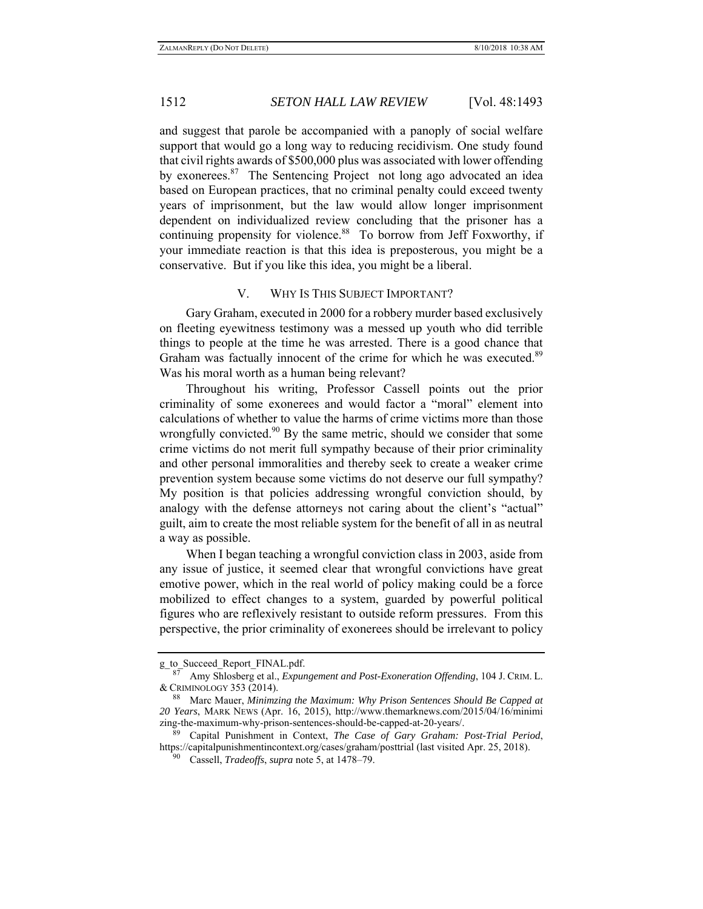and suggest that parole be accompanied with a panoply of social welfare support that would go a long way to reducing recidivism. One study found that civil rights awards of $500,000 plus was associated with lower offending by exonerees.[87] The Sentencing Project not long ago advocated an idea based on European practices, that no criminal penalty could exceed twenty years of imprisonment, but the law would allow longer imprisonment dependent on individualized review concluding that the prisoner has a continuing propensity for violence.[88] To borrow from Jeff Foxworthy, if your immediate reaction is that this idea is preposterous, you might be a conservative. But if you like this idea, you might be a liberal.

## V. Why Is This Subject Important?

Gary Graham, executed in 2000 for a robbery murder based exclusively on fleeting eyewitness testimony was a messed up youth who did terrible things to people at the time he was arrested. There is a good chance that Graham was factually innocent of the crime for which he was executed.[89] Was his moral worth as a human being relevant?

Throughout his writing, Professor Cassell points out the prior criminality of some exonerees and would factor a "moral" element into calculations of whether to value the harms of crime victims more than those wrongfully convicted.[90] By the same metric, should we consider that some crime victims do not merit full sympathy because of their prior criminality and other personal immoralities and thereby seek to create a weaker crime prevention system because some victims do not deserve our full sympathy? My position is that policies addressing wrongful conviction should, by analogy with the defense attorneys not caring about the client's "actual" guilt, aim to create the most reliable system for the benefit of all in as neutral a way as possible.

When I began teaching a wrongful conviction class in 2003, aside from any issue of justice, it seemed clear that wrongful convictions have great emotive power, which in the real world of policy making could be a force mobilized to effect changes to a system, guarded by powerful political figures who are reflexively resistant to outside reform pressures. From this perspective, the prior criminality of exonerees should be irrelevant to policy

---

g_to_Succeed_Report_FINAL.pdf.

[87] Amy Shlosberg et al., *Expungement and Post-Exoneration Offending*, 104 J. Crim. L. & Criminology 353 (2014).

[88] Marc Mauer, *Minimzing the Maximum: Why Prison Sentences Should Be Capped at 20 Years*, Mark News (Apr. 16, 2015), http://www.themarknews.com/2015/04/16/minimizing-the-maximum-why-prison-sentences-should-be-capped-at-20-years/.

[89] Capital Punishment in Context, *The Case of Gary Graham: Post-Trial Period*, https://capitalpunishmentincontext.org/cases/graham/posttrial (last visited Apr. 25, 2018).

[90] Cassell, *Tradeoffs*, *supra* note 5, at 1478–79.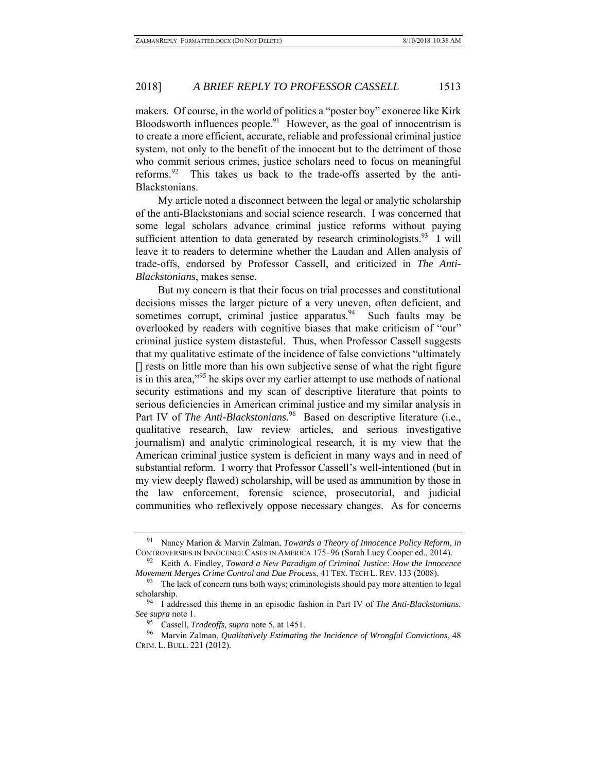makers. Of course, in the world of politics a "poster boy" exoneree like Kirk Bloodsworth influences people.[91] However, as the goal of innocentrism is to create a more efficient, accurate, reliable and professional criminal justice system, not only to the benefit of the innocent but to the detriment of those who commit serious crimes, justice scholars need to focus on meaningful reforms.[92] This takes us back to the trade-offs asserted by the anti-Blackstonians.

My article noted a disconnect between the legal or analytic scholarship of the anti-Blackstonians and social science research. I was concerned that some legal scholars advance criminal justice reforms without paying sufficient attention to data generated by research criminologists.[93] I will leave it to readers to determine whether the Laudan and Allen analysis of trade-offs, endorsed by Professor Cassell, and criticized in *The Anti-Blackstonians*, makes sense.

But my concern is that their focus on trial processes and constitutional decisions misses the larger picture of a very uneven, often deficient, and sometimes corrupt, criminal justice apparatus.[94] Such faults may be overlooked by readers with cognitive biases that make criticism of "our" criminal justice system distasteful. Thus, when Professor Cassell suggests that my qualitative estimate of the incidence of false convictions "ultimately [] rests on little more than his own subjective sense of what the right figure is in this area,"[95] he skips over my earlier attempt to use methods of national security estimations and my scan of descriptive literature that points to serious deficiencies in American criminal justice and my similar analysis in Part IV of *The Anti-Blackstonians*.[96] Based on descriptive literature (i.e., qualitative research, law review articles, and serious investigative journalism) and analytic criminological research, it is my view that the American criminal justice system is deficient in many ways and in need of substantial reform. I worry that Professor Cassell's well-intentioned (but in my view deeply flawed) scholarship, will be used as ammunition by those in the law enforcement, forensic science, prosecutorial, and judicial communities who reflexively oppose necessary changes. As for concerns

---

[91] Nancy Marion & Marvin Zalman, *Towards a Theory of Innocence Policy Reform*, *in* CONTROVERSIES IN INNOCENCE CASES IN AMERICA 175–96 (Sarah Lucy Cooper ed., 2014).

[92] Keith A. Findley, *Toward a New Paradigm of Criminal Justice: How the Innocence Movement Merges Crime Control and Due Process*, 41 TEX. TECH L. REV. 133 (2008).

[93] The lack of concern runs both ways; criminologists should pay more attention to legal scholarship.

[94] I addressed this theme in an episodic fashion in Part IV of *The Anti-Blackstonians*. *See supra* note 1.

[95] Cassell, *Tradeoffs*, *supra* note 5, at 1451.

[96] Marvin Zalman, *Qualitatively Estimating the Incidence of Wrongful Convictions*, 48 CRIM. L. BULL. 221 (2012).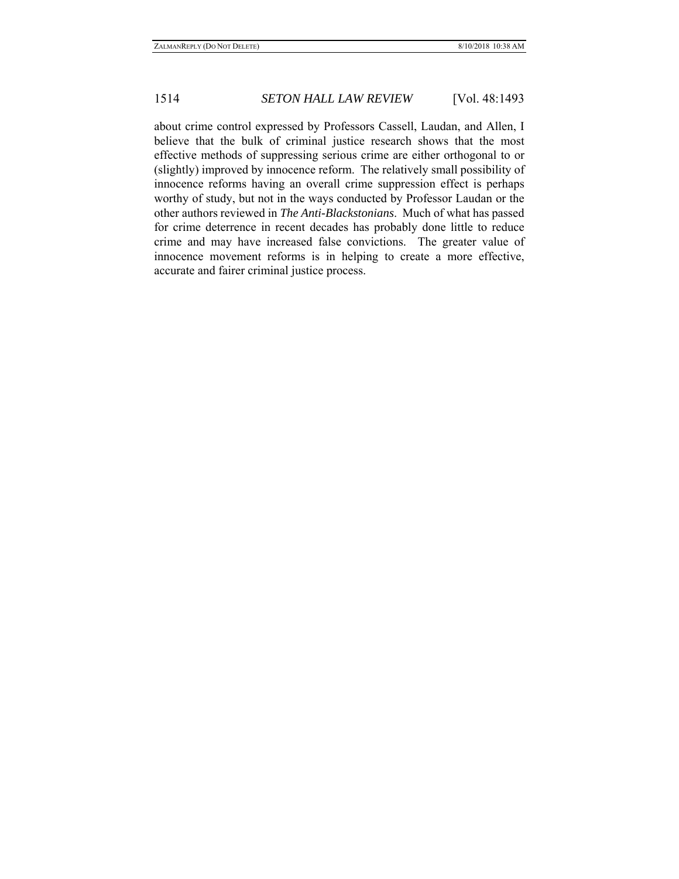about crime control expressed by Professors Cassell, Laudan, and Allen, I believe that the bulk of criminal justice research shows that the most effective methods of suppressing serious crime are either orthogonal to or (slightly) improved by innocence reform. The relatively small possibility of innocence reforms having an overall crime suppression effect is perhaps worthy of study, but not in the ways conducted by Professor Laudan or the other authors reviewed in *The Anti-Blackstonians*. Much of what has passed for crime deterrence in recent decades has probably done little to reduce crime and may have increased false convictions. The greater value of innocence movement reforms is in helping to create a more effective, accurate and fairer criminal justice process.